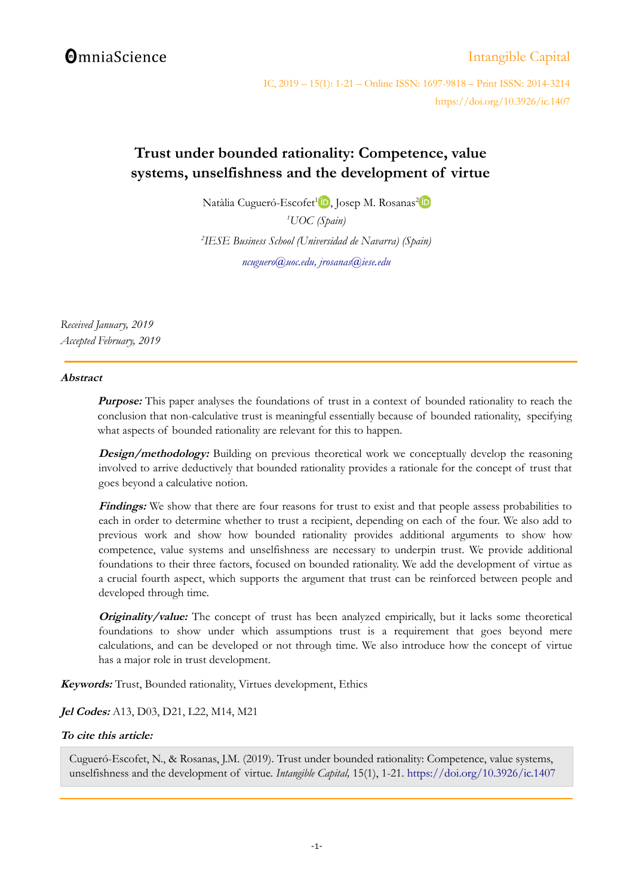# Trust under bounded rationality: Competence, value systems, unselfishness and the development of virtue

Natàlia Cugueró-Escofet[1], Josep M. Rosanas[2]

[1]*UOC (Spain)*

[2]*IESE Business School (Universidad de Navarra) (Spain)*

*ncuguero@uoc.edu, jrosanas@iese.edu*

*Received January, 2019*
*Accepted February, 2019*

### Abstract

***Purpose:*** This paper analyses the foundations of trust in a context of bounded rationality to reach the conclusion that non-calculative trust is meaningful essentially because of bounded rationality, specifying what aspects of bounded rationality are relevant for this to happen.

***Design/methodology:*** Building on previous theoretical work we conceptually develop the reasoning involved to arrive deductively that bounded rationality provides a rationale for the concept of trust that goes beyond a calculative notion.

***Findings:*** We show that there are four reasons for trust to exist and that people assess probabilities to each in order to determine whether to trust a recipient, depending on each of the four. We also add to previous work and show how bounded rationality provides additional arguments to show how competence, value systems and unselfishness are necessary to underpin trust. We provide additional foundations to their three factors, focused on bounded rationality. We add the development of virtue as a crucial fourth aspect, which supports the argument that trust can be reinforced between people and developed through time.

***Originality/value:*** The concept of trust has been analyzed empirically, but it lacks some theoretical foundations to show under which assumptions trust is a requirement that goes beyond mere calculations, and can be developed or not through time. We also introduce how the concept of virtue has a major role in trust development.

***Keywords:*** Trust, Bounded rationality, Virtues development, Ethics

***Jel Codes:*** A13, D03, D21, L22, M14, M21

***To cite this article:***

Cugueró-Escofet, N., & Rosanas, J.M. (2019). Trust under bounded rationality: Competence, value systems, unselfishness and the development of virtue. *Intangible Capital,* 15(1), 1-21. https://doi.org/10.3926/ic.1407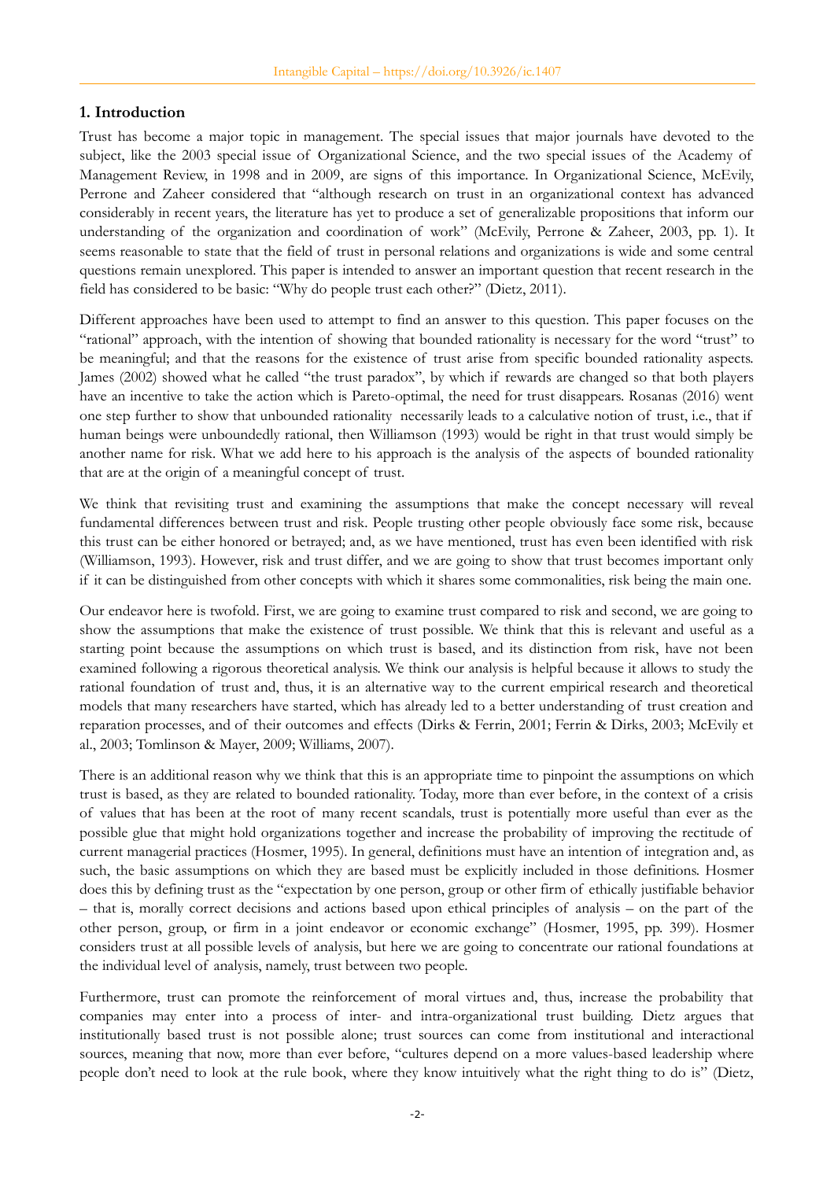## 1. Introduction

Trust has become a major topic in management. The special issues that major journals have devoted to the subject, like the 2003 special issue of Organizational Science, and the two special issues of the Academy of Management Review, in 1998 and in 2009, are signs of this importance. In Organizational Science, McEvily, Perrone and Zaheer considered that "although research on trust in an organizational context has advanced considerably in recent years, the literature has yet to produce a set of generalizable propositions that inform our understanding of the organization and coordination of work" (McEvily, Perrone & Zaheer, 2003, pp. 1). It seems reasonable to state that the field of trust in personal relations and organizations is wide and some central questions remain unexplored. This paper is intended to answer an important question that recent research in the field has considered to be basic: "Why do people trust each other?" (Dietz, 2011).

Different approaches have been used to attempt to find an answer to this question. This paper focuses on the "rational" approach, with the intention of showing that bounded rationality is necessary for the word "trust" to be meaningful; and that the reasons for the existence of trust arise from specific bounded rationality aspects. James (2002) showed what he called "the trust paradox", by which if rewards are changed so that both players have an incentive to take the action which is Pareto-optimal, the need for trust disappears. Rosanas (2016) went one step further to show that unbounded rationality necessarily leads to a calculative notion of trust, i.e., that if human beings were unboundedly rational, then Williamson (1993) would be right in that trust would simply be another name for risk. What we add here to his approach is the analysis of the aspects of bounded rationality that are at the origin of a meaningful concept of trust.

We think that revisiting trust and examining the assumptions that make the concept necessary will reveal fundamental differences between trust and risk. People trusting other people obviously face some risk, because this trust can be either honored or betrayed; and, as we have mentioned, trust has even been identified with risk (Williamson, 1993). However, risk and trust differ, and we are going to show that trust becomes important only if it can be distinguished from other concepts with which it shares some commonalities, risk being the main one.

Our endeavor here is twofold. First, we are going to examine trust compared to risk and second, we are going to show the assumptions that make the existence of trust possible. We think that this is relevant and useful as a starting point because the assumptions on which trust is based, and its distinction from risk, have not been examined following a rigorous theoretical analysis. We think our analysis is helpful because it allows to study the rational foundation of trust and, thus, it is an alternative way to the current empirical research and theoretical models that many researchers have started, which has already led to a better understanding of trust creation and reparation processes, and of their outcomes and effects (Dirks & Ferrin, 2001; Ferrin & Dirks, 2003; McEvily et al., 2003; Tomlinson & Mayer, 2009; Williams, 2007).

There is an additional reason why we think that this is an appropriate time to pinpoint the assumptions on which trust is based, as they are related to bounded rationality. Today, more than ever before, in the context of a crisis of values that has been at the root of many recent scandals, trust is potentially more useful than ever as the possible glue that might hold organizations together and increase the probability of improving the rectitude of current managerial practices (Hosmer, 1995). In general, definitions must have an intention of integration and, as such, the basic assumptions on which they are based must be explicitly included in those definitions. Hosmer does this by defining trust as the "expectation by one person, group or other firm of ethically justifiable behavior – that is, morally correct decisions and actions based upon ethical principles of analysis – on the part of the other person, group, or firm in a joint endeavor or economic exchange" (Hosmer, 1995, pp. 399). Hosmer considers trust at all possible levels of analysis, but here we are going to concentrate our rational foundations at the individual level of analysis, namely, trust between two people.

Furthermore, trust can promote the reinforcement of moral virtues and, thus, increase the probability that companies may enter into a process of inter- and intra-organizational trust building. Dietz argues that institutionally based trust is not possible alone; trust sources can come from institutional and interactional sources, meaning that now, more than ever before, "cultures depend on a more values-based leadership where people don't need to look at the rule book, where they know intuitively what the right thing to do is" (Dietz,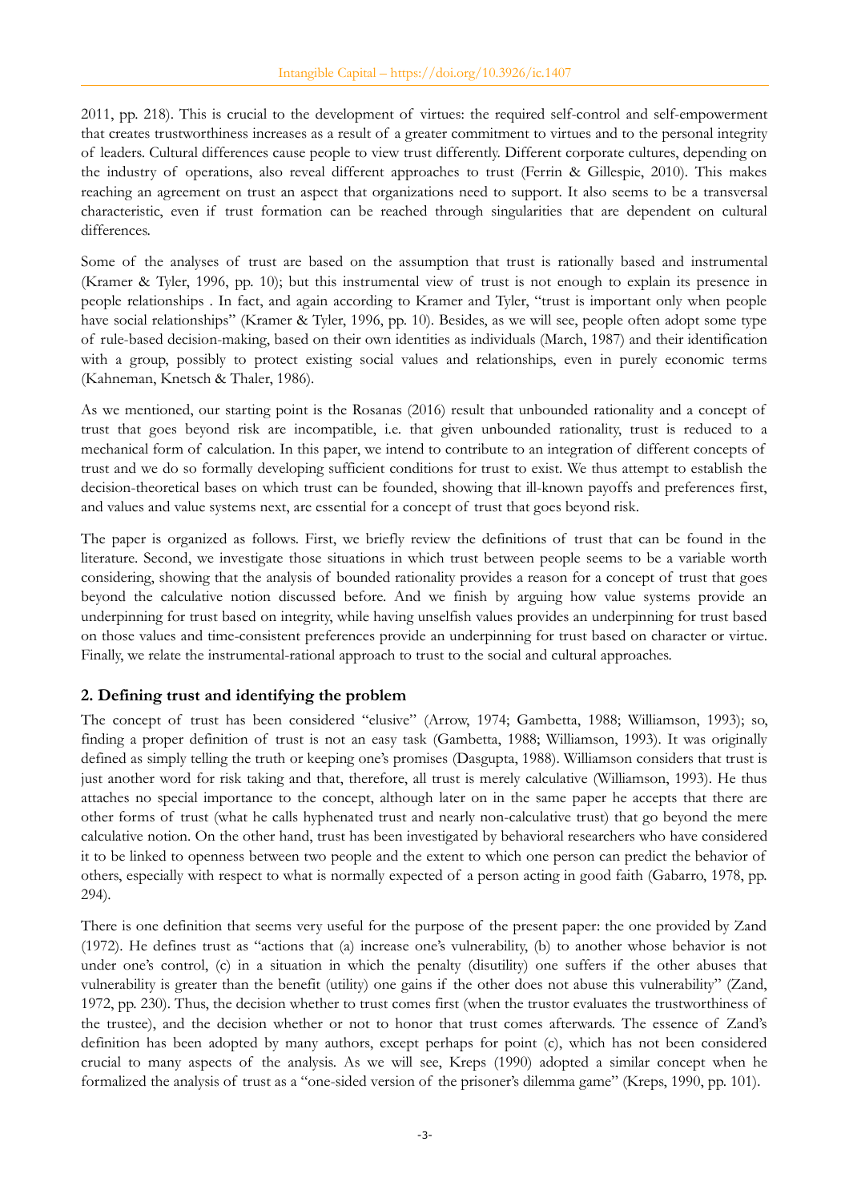2011, pp. 218). This is crucial to the development of virtues: the required self-control and self-empowerment that creates trustworthiness increases as a result of a greater commitment to virtues and to the personal integrity of leaders. Cultural differences cause people to view trust differently. Different corporate cultures, depending on the industry of operations, also reveal different approaches to trust (Ferrin & Gillespie, 2010). This makes reaching an agreement on trust an aspect that organizations need to support. It also seems to be a transversal characteristic, even if trust formation can be reached through singularities that are dependent on cultural differences.

Some of the analyses of trust are based on the assumption that trust is rationally based and instrumental (Kramer & Tyler, 1996, pp. 10); but this instrumental view of trust is not enough to explain its presence in people relationships . In fact, and again according to Kramer and Tyler, "trust is important only when people have social relationships" (Kramer & Tyler, 1996, pp. 10). Besides, as we will see, people often adopt some type of rule-based decision-making, based on their own identities as individuals (March, 1987) and their identification with a group, possibly to protect existing social values and relationships, even in purely economic terms (Kahneman, Knetsch & Thaler, 1986).

As we mentioned, our starting point is the Rosanas (2016) result that unbounded rationality and a concept of trust that goes beyond risk are incompatible, i.e. that given unbounded rationality, trust is reduced to a mechanical form of calculation. In this paper, we intend to contribute to an integration of different concepts of trust and we do so formally developing sufficient conditions for trust to exist. We thus attempt to establish the decision-theoretical bases on which trust can be founded, showing that ill-known payoffs and preferences first, and values and value systems next, are essential for a concept of trust that goes beyond risk.

The paper is organized as follows. First, we briefly review the definitions of trust that can be found in the literature. Second, we investigate those situations in which trust between people seems to be a variable worth considering, showing that the analysis of bounded rationality provides a reason for a concept of trust that goes beyond the calculative notion discussed before. And we finish by arguing how value systems provide an underpinning for trust based on integrity, while having unselfish values provides an underpinning for trust based on those values and time-consistent preferences provide an underpinning for trust based on character or virtue. Finally, we relate the instrumental-rational approach to trust to the social and cultural approaches.

## 2. Defining trust and identifying the problem

The concept of trust has been considered "elusive" (Arrow, 1974; Gambetta, 1988; Williamson, 1993); so, finding a proper definition of trust is not an easy task (Gambetta, 1988; Williamson, 1993). It was originally defined as simply telling the truth or keeping one's promises (Dasgupta, 1988). Williamson considers that trust is just another word for risk taking and that, therefore, all trust is merely calculative (Williamson, 1993). He thus attaches no special importance to the concept, although later on in the same paper he accepts that there are other forms of trust (what he calls hyphenated trust and nearly non-calculative trust) that go beyond the mere calculative notion. On the other hand, trust has been investigated by behavioral researchers who have considered it to be linked to openness between two people and the extent to which one person can predict the behavior of others, especially with respect to what is normally expected of a person acting in good faith (Gabarro, 1978, pp. 294).

There is one definition that seems very useful for the purpose of the present paper: the one provided by Zand (1972). He defines trust as "actions that (a) increase one's vulnerability, (b) to another whose behavior is not under one's control, (c) in a situation in which the penalty (disutility) one suffers if the other abuses that vulnerability is greater than the benefit (utility) one gains if the other does not abuse this vulnerability" (Zand, 1972, pp. 230). Thus, the decision whether to trust comes first (when the trustor evaluates the trustworthiness of the trustee), and the decision whether or not to honor that trust comes afterwards. The essence of Zand's definition has been adopted by many authors, except perhaps for point (c), which has not been considered crucial to many aspects of the analysis. As we will see, Kreps (1990) adopted a similar concept when he formalized the analysis of trust as a "one-sided version of the prisoner's dilemma game" (Kreps, 1990, pp. 101).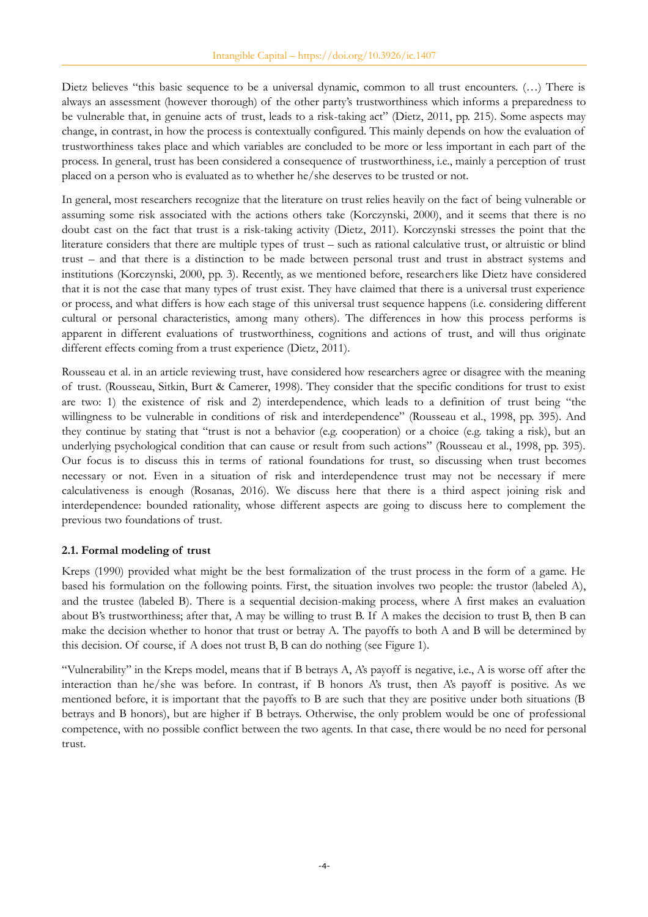Dietz believes "this basic sequence to be a universal dynamic, common to all trust encounters. (…) There is always an assessment (however thorough) of the other party's trustworthiness which informs a preparedness to be vulnerable that, in genuine acts of trust, leads to a risk-taking act" (Dietz, 2011, pp. 215). Some aspects may change, in contrast, in how the process is contextually configured. This mainly depends on how the evaluation of trustworthiness takes place and which variables are concluded to be more or less important in each part of the process. In general, trust has been considered a consequence of trustworthiness, i.e., mainly a perception of trust placed on a person who is evaluated as to whether he/she deserves to be trusted or not.

In general, most researchers recognize that the literature on trust relies heavily on the fact of being vulnerable or assuming some risk associated with the actions others take (Korczynski, 2000), and it seems that there is no doubt cast on the fact that trust is a risk-taking activity (Dietz, 2011). Korczynski stresses the point that the literature considers that there are multiple types of trust – such as rational calculative trust, or altruistic or blind trust – and that there is a distinction to be made between personal trust and trust in abstract systems and institutions (Korczynski, 2000, pp. 3). Recently, as we mentioned before, researchers like Dietz have considered that it is not the case that many types of trust exist. They have claimed that there is a universal trust experience or process, and what differs is how each stage of this universal trust sequence happens (i.e. considering different cultural or personal characteristics, among many others). The differences in how this process performs is apparent in different evaluations of trustworthiness, cognitions and actions of trust, and will thus originate different effects coming from a trust experience (Dietz, 2011).

Rousseau et al. in an article reviewing trust, have considered how researchers agree or disagree with the meaning of trust. (Rousseau, Sitkin, Burt & Camerer, 1998). They consider that the specific conditions for trust to exist are two: 1) the existence of risk and 2) interdependence, which leads to a definition of trust being "the willingness to be vulnerable in conditions of risk and interdependence" (Rousseau et al., 1998, pp. 395). And they continue by stating that "trust is not a behavior (e.g. cooperation) or a choice (e.g. taking a risk), but an underlying psychological condition that can cause or result from such actions" (Rousseau et al., 1998, pp. 395). Our focus is to discuss this in terms of rational foundations for trust, so discussing when trust becomes necessary or not. Even in a situation of risk and interdependence trust may not be necessary if mere calculativeness is enough (Rosanas, 2016). We discuss here that there is a third aspect joining risk and interdependence: bounded rationality, whose different aspects are going to discuss here to complement the previous two foundations of trust.

### 2.1. Formal modeling of trust

Kreps (1990) provided what might be the best formalization of the trust process in the form of a game. He based his formulation on the following points. First, the situation involves two people: the trustor (labeled A), and the trustee (labeled B). There is a sequential decision-making process, where A first makes an evaluation about B's trustworthiness; after that, A may be willing to trust B. If A makes the decision to trust B, then B can make the decision whether to honor that trust or betray A. The payoffs to both A and B will be determined by this decision. Of course, if A does not trust B, B can do nothing (see Figure 1).

"Vulnerability" in the Kreps model, means that if B betrays A, A's payoff is negative, i.e., A is worse off after the interaction than he/she was before. In contrast, if B honors A's trust, then A's payoff is positive. As we mentioned before, it is important that the payoffs to B are such that they are positive under both situations (B betrays and B honors), but are higher if B betrays. Otherwise, the only problem would be one of professional competence, with no possible conflict between the two agents. In that case, there would be no need for personal trust.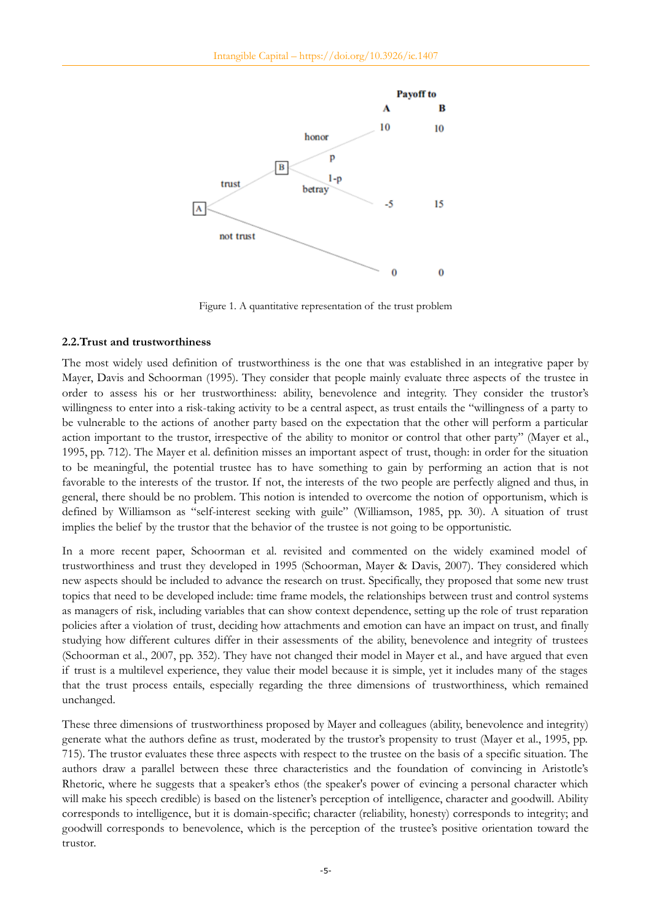Figure 1. A quantitative representation of the trust problem

### 2.2. Trust and trustworthiness

The most widely used definition of trustworthiness is the one that was established in an integrative paper by Mayer, Davis and Schoorman (1995). They consider that people mainly evaluate three aspects of the trustee in order to assess his or her trustworthiness: ability, benevolence and integrity. They consider the trustor's willingness to enter into a risk-taking activity to be a central aspect, as trust entails the "willingness of a party to be vulnerable to the actions of another party based on the expectation that the other will perform a particular action important to the trustor, irrespective of the ability to monitor or control that other party" (Mayer et al., 1995, pp. 712). The Mayer et al. definition misses an important aspect of trust, though: in order for the situation to be meaningful, the potential trustee has to have something to gain by performing an action that is not favorable to the interests of the trustor. If not, the interests of the two people are perfectly aligned and thus, in general, there should be no problem. This notion is intended to overcome the notion of opportunism, which is defined by Williamson as "self-interest seeking with guile" (Williamson, 1985, pp. 30). A situation of trust implies the belief by the trustor that the behavior of the trustee is not going to be opportunistic.

In a more recent paper, Schoorman et al. revisited and commented on the widely examined model of trustworthiness and trust they developed in 1995 (Schoorman, Mayer & Davis, 2007). They considered which new aspects should be included to advance the research on trust. Specifically, they proposed that some new trust topics that need to be developed include: time frame models, the relationships between trust and control systems as managers of risk, including variables that can show context dependence, setting up the role of trust reparation policies after a violation of trust, deciding how attachments and emotion can have an impact on trust, and finally studying how different cultures differ in their assessments of the ability, benevolence and integrity of trustees (Schoorman et al., 2007, pp. 352). They have not changed their model in Mayer et al., and have argued that even if trust is a multilevel experience, they value their model because it is simple, yet it includes many of the stages that the trust process entails, especially regarding the three dimensions of trustworthiness, which remained unchanged.

These three dimensions of trustworthiness proposed by Mayer and colleagues (ability, benevolence and integrity) generate what the authors define as trust, moderated by the trustor's propensity to trust (Mayer et al., 1995, pp. 715). The trustor evaluates these three aspects with respect to the trustee on the basis of a specific situation. The authors draw a parallel between these three characteristics and the foundation of convincing in Aristotle's Rhetoric, where he suggests that a speaker's ethos (the speaker's power of evincing a personal character which will make his speech credible) is based on the listener's perception of intelligence, character and goodwill. Ability corresponds to intelligence, but it is domain-specific; character (reliability, honesty) corresponds to integrity; and goodwill corresponds to benevolence, which is the perception of the trustee's positive orientation toward the trustor.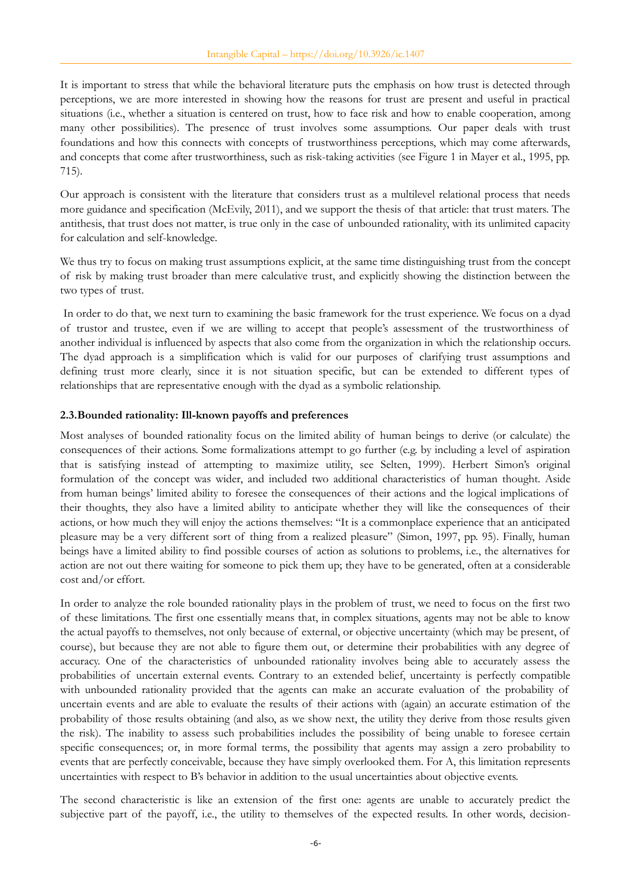It is important to stress that while the behavioral literature puts the emphasis on how trust is detected through perceptions, we are more interested in showing how the reasons for trust are present and useful in practical situations (i.e., whether a situation is centered on trust, how to face risk and how to enable cooperation, among many other possibilities). The presence of trust involves some assumptions. Our paper deals with trust foundations and how this connects with concepts of trustworthiness perceptions, which may come afterwards, and concepts that come after trustworthiness, such as risk-taking activities (see Figure 1 in Mayer et al., 1995, pp. 715).

Our approach is consistent with the literature that considers trust as a multilevel relational process that needs more guidance and specification (McEvily, 2011), and we support the thesis of that article: that trust maters. The antithesis, that trust does not matter, is true only in the case of unbounded rationality, with its unlimited capacity for calculation and self-knowledge.

We thus try to focus on making trust assumptions explicit, at the same time distinguishing trust from the concept of risk by making trust broader than mere calculative trust, and explicitly showing the distinction between the two types of trust.

In order to do that, we next turn to examining the basic framework for the trust experience. We focus on a dyad of trustor and trustee, even if we are willing to accept that people's assessment of the trustworthiness of another individual is influenced by aspects that also come from the organization in which the relationship occurs. The dyad approach is a simplification which is valid for our purposes of clarifying trust assumptions and defining trust more clearly, since it is not situation specific, but can be extended to different types of relationships that are representative enough with the dyad as a symbolic relationship.

### 2.3.Bounded rationality: Ill-known payoffs and preferences

Most analyses of bounded rationality focus on the limited ability of human beings to derive (or calculate) the consequences of their actions. Some formalizations attempt to go further (e.g. by including a level of aspiration that is satisfying instead of attempting to maximize utility, see Selten, 1999). Herbert Simon's original formulation of the concept was wider, and included two additional characteristics of human thought. Aside from human beings' limited ability to foresee the consequences of their actions and the logical implications of their thoughts, they also have a limited ability to anticipate whether they will like the consequences of their actions, or how much they will enjoy the actions themselves: "It is a commonplace experience that an anticipated pleasure may be a very different sort of thing from a realized pleasure" (Simon, 1997, pp. 95). Finally, human beings have a limited ability to find possible courses of action as solutions to problems, i.e., the alternatives for action are not out there waiting for someone to pick them up; they have to be generated, often at a considerable cost and/or effort.

In order to analyze the role bounded rationality plays in the problem of trust, we need to focus on the first two of these limitations. The first one essentially means that, in complex situations, agents may not be able to know the actual payoffs to themselves, not only because of external, or objective uncertainty (which may be present, of course), but because they are not able to figure them out, or determine their probabilities with any degree of accuracy. One of the characteristics of unbounded rationality involves being able to accurately assess the probabilities of uncertain external events. Contrary to an extended belief, uncertainty is perfectly compatible with unbounded rationality provided that the agents can make an accurate evaluation of the probability of uncertain events and are able to evaluate the results of their actions with (again) an accurate estimation of the probability of those results obtaining (and also, as we show next, the utility they derive from those results given the risk). The inability to assess such probabilities includes the possibility of being unable to foresee certain specific consequences; or, in more formal terms, the possibility that agents may assign a zero probability to events that are perfectly conceivable, because they have simply overlooked them. For A, this limitation represents uncertainties with respect to B's behavior in addition to the usual uncertainties about objective events.

The second characteristic is like an extension of the first one: agents are unable to accurately predict the subjective part of the payoff, i.e., the utility to themselves of the expected results. In other words, decision-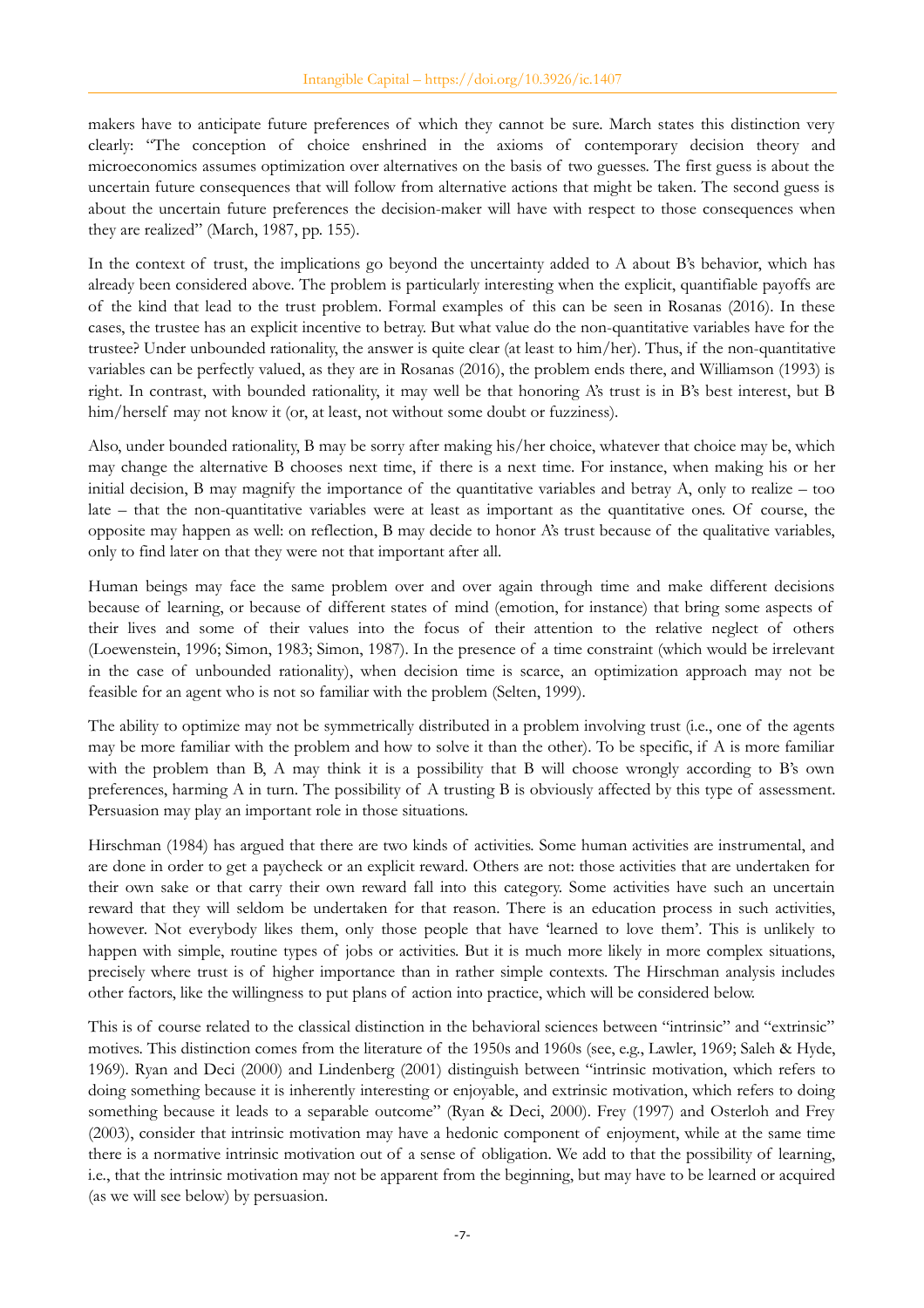makers have to anticipate future preferences of which they cannot be sure. March states this distinction very clearly: "The conception of choice enshrined in the axioms of contemporary decision theory and microeconomics assumes optimization over alternatives on the basis of two guesses. The first guess is about the uncertain future consequences that will follow from alternative actions that might be taken. The second guess is about the uncertain future preferences the decision-maker will have with respect to those consequences when they are realized" (March, 1987, pp. 155).

In the context of trust, the implications go beyond the uncertainty added to A about B's behavior, which has already been considered above. The problem is particularly interesting when the explicit, quantifiable payoffs are of the kind that lead to the trust problem. Formal examples of this can be seen in Rosanas (2016). In these cases, the trustee has an explicit incentive to betray. But what value do the non-quantitative variables have for the trustee? Under unbounded rationality, the answer is quite clear (at least to him/her). Thus, if the non-quantitative variables can be perfectly valued, as they are in Rosanas (2016), the problem ends there, and Williamson (1993) is right. In contrast, with bounded rationality, it may well be that honoring A's trust is in B's best interest, but B him/herself may not know it (or, at least, not without some doubt or fuzziness).

Also, under bounded rationality, B may be sorry after making his/her choice, whatever that choice may be, which may change the alternative B chooses next time, if there is a next time. For instance, when making his or her initial decision, B may magnify the importance of the quantitative variables and betray A, only to realize – too late – that the non-quantitative variables were at least as important as the quantitative ones. Of course, the opposite may happen as well: on reflection, B may decide to honor A's trust because of the qualitative variables, only to find later on that they were not that important after all.

Human beings may face the same problem over and over again through time and make different decisions because of learning, or because of different states of mind (emotion, for instance) that bring some aspects of their lives and some of their values into the focus of their attention to the relative neglect of others (Loewenstein, 1996; Simon, 1983; Simon, 1987). In the presence of a time constraint (which would be irrelevant in the case of unbounded rationality), when decision time is scarce, an optimization approach may not be feasible for an agent who is not so familiar with the problem (Selten, 1999).

The ability to optimize may not be symmetrically distributed in a problem involving trust (i.e., one of the agents may be more familiar with the problem and how to solve it than the other). To be specific, if A is more familiar with the problem than B, A may think it is a possibility that B will choose wrongly according to B's own preferences, harming A in turn. The possibility of A trusting B is obviously affected by this type of assessment. Persuasion may play an important role in those situations.

Hirschman (1984) has argued that there are two kinds of activities. Some human activities are instrumental, and are done in order to get a paycheck or an explicit reward. Others are not: those activities that are undertaken for their own sake or that carry their own reward fall into this category. Some activities have such an uncertain reward that they will seldom be undertaken for that reason. There is an education process in such activities, however. Not everybody likes them, only those people that have 'learned to love them'. This is unlikely to happen with simple, routine types of jobs or activities. But it is much more likely in more complex situations, precisely where trust is of higher importance than in rather simple contexts. The Hirschman analysis includes other factors, like the willingness to put plans of action into practice, which will be considered below.

This is of course related to the classical distinction in the behavioral sciences between "intrinsic" and "extrinsic" motives. This distinction comes from the literature of the 1950s and 1960s (see, e.g., Lawler, 1969; Saleh & Hyde, 1969). Ryan and Deci (2000) and Lindenberg (2001) distinguish between "intrinsic motivation, which refers to doing something because it is inherently interesting or enjoyable, and extrinsic motivation, which refers to doing something because it leads to a separable outcome" (Ryan & Deci, 2000). Frey (1997) and Osterloh and Frey (2003), consider that intrinsic motivation may have a hedonic component of enjoyment, while at the same time there is a normative intrinsic motivation out of a sense of obligation. We add to that the possibility of learning, i.e., that the intrinsic motivation may not be apparent from the beginning, but may have to be learned or acquired (as we will see below) by persuasion.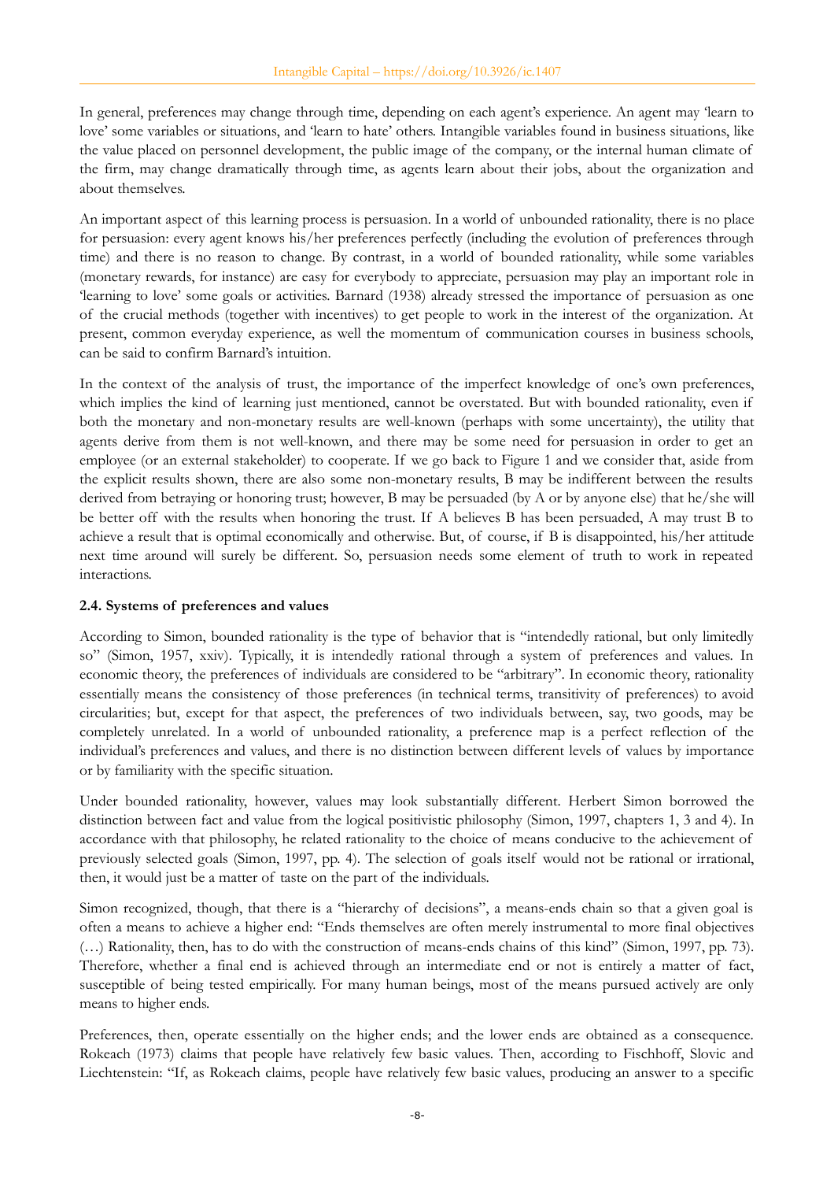In general, preferences may change through time, depending on each agent's experience. An agent may 'learn to love' some variables or situations, and 'learn to hate' others. Intangible variables found in business situations, like the value placed on personnel development, the public image of the company, or the internal human climate of the firm, may change dramatically through time, as agents learn about their jobs, about the organization and about themselves.

An important aspect of this learning process is persuasion. In a world of unbounded rationality, there is no place for persuasion: every agent knows his/her preferences perfectly (including the evolution of preferences through time) and there is no reason to change. By contrast, in a world of bounded rationality, while some variables (monetary rewards, for instance) are easy for everybody to appreciate, persuasion may play an important role in 'learning to love' some goals or activities. Barnard (1938) already stressed the importance of persuasion as one of the crucial methods (together with incentives) to get people to work in the interest of the organization. At present, common everyday experience, as well the momentum of communication courses in business schools, can be said to confirm Barnard's intuition.

In the context of the analysis of trust, the importance of the imperfect knowledge of one's own preferences, which implies the kind of learning just mentioned, cannot be overstated. But with bounded rationality, even if both the monetary and non-monetary results are well-known (perhaps with some uncertainty), the utility that agents derive from them is not well-known, and there may be some need for persuasion in order to get an employee (or an external stakeholder) to cooperate. If we go back to Figure 1 and we consider that, aside from the explicit results shown, there are also some non-monetary results, B may be indifferent between the results derived from betraying or honoring trust; however, B may be persuaded (by A or by anyone else) that he/she will be better off with the results when honoring the trust. If A believes B has been persuaded, A may trust B to achieve a result that is optimal economically and otherwise. But, of course, if B is disappointed, his/her attitude next time around will surely be different. So, persuasion needs some element of truth to work in repeated interactions.

### 2.4. Systems of preferences and values

According to Simon, bounded rationality is the type of behavior that is "intendedly rational, but only limitedly so" (Simon, 1957, xxiv). Typically, it is intendedly rational through a system of preferences and values. In economic theory, the preferences of individuals are considered to be "arbitrary". In economic theory, rationality essentially means the consistency of those preferences (in technical terms, transitivity of preferences) to avoid circularities; but, except for that aspect, the preferences of two individuals between, say, two goods, may be completely unrelated. In a world of unbounded rationality, a preference map is a perfect reflection of the individual's preferences and values, and there is no distinction between different levels of values by importance or by familiarity with the specific situation.

Under bounded rationality, however, values may look substantially different. Herbert Simon borrowed the distinction between fact and value from the logical positivistic philosophy (Simon, 1997, chapters 1, 3 and 4). In accordance with that philosophy, he related rationality to the choice of means conducive to the achievement of previously selected goals (Simon, 1997, pp. 4). The selection of goals itself would not be rational or irrational, then, it would just be a matter of taste on the part of the individuals.

Simon recognized, though, that there is a "hierarchy of decisions", a means-ends chain so that a given goal is often a means to achieve a higher end: "Ends themselves are often merely instrumental to more final objectives (…) Rationality, then, has to do with the construction of means-ends chains of this kind" (Simon, 1997, pp. 73). Therefore, whether a final end is achieved through an intermediate end or not is entirely a matter of fact, susceptible of being tested empirically. For many human beings, most of the means pursued actively are only means to higher ends.

Preferences, then, operate essentially on the higher ends; and the lower ends are obtained as a consequence. Rokeach (1973) claims that people have relatively few basic values. Then, according to Fischhoff, Slovic and Liechtenstein: "If, as Rokeach claims, people have relatively few basic values, producing an answer to a specific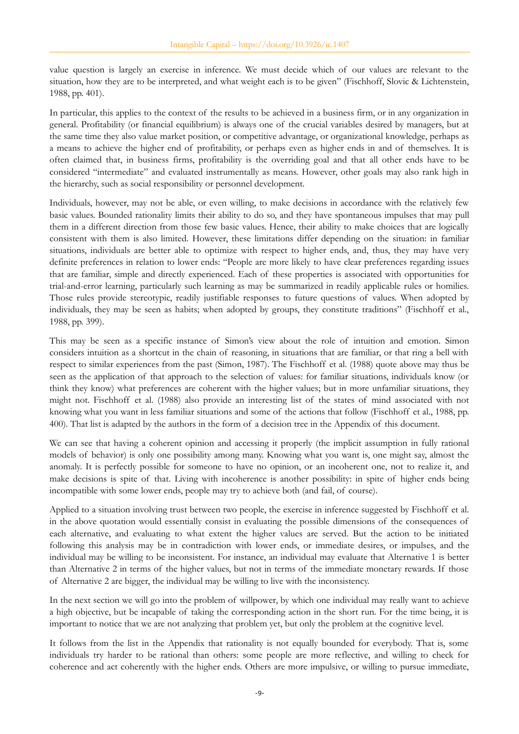value question is largely an exercise in inference. We must decide which of our values are relevant to the situation, how they are to be interpreted, and what weight each is to be given" (Fischhoff, Slovic & Lichtenstein, 1988, pp. 401).

In particular, this applies to the context of the results to be achieved in a business firm, or in any organization in general. Profitability (or financial equilibrium) is always one of the crucial variables desired by managers, but at the same time they also value market position, or competitive advantage, or organizational knowledge, perhaps as a means to achieve the higher end of profitability, or perhaps even as higher ends in and of themselves. It is often claimed that, in business firms, profitability is the overriding goal and that all other ends have to be considered "intermediate" and evaluated instrumentally as means. However, other goals may also rank high in the hierarchy, such as social responsibility or personnel development.

Individuals, however, may not be able, or even willing, to make decisions in accordance with the relatively few basic values. Bounded rationality limits their ability to do so, and they have spontaneous impulses that may pull them in a different direction from those few basic values. Hence, their ability to make choices that are logically consistent with them is also limited. However, these limitations differ depending on the situation: in familiar situations, individuals are better able to optimize with respect to higher ends, and, thus, they may have very definite preferences in relation to lower ends: "People are more likely to have clear preferences regarding issues that are familiar, simple and directly experienced. Each of these properties is associated with opportunities for trial-and-error learning, particularly such learning as may be summarized in readily applicable rules or homilies. Those rules provide stereotypic, readily justifiable responses to future questions of values. When adopted by individuals, they may be seen as habits; when adopted by groups, they constitute traditions" (Fischhoff et al., 1988, pp. 399).

This may be seen as a specific instance of Simon's view about the role of intuition and emotion. Simon considers intuition as a shortcut in the chain of reasoning, in situations that are familiar, or that ring a bell with respect to similar experiences from the past (Simon, 1987). The Fischhoff et al. (1988) quote above may thus be seen as the application of that approach to the selection of values: for familiar situations, individuals know (or think they know) what preferences are coherent with the higher values; but in more unfamiliar situations, they might not. Fischhoff et al. (1988) also provide an interesting list of the states of mind associated with not knowing what you want in less familiar situations and some of the actions that follow (Fischhoff et al., 1988, pp. 400). That list is adapted by the authors in the form of a decision tree in the Appendix of this document.

We can see that having a coherent opinion and accessing it properly (the implicit assumption in fully rational models of behavior) is only one possibility among many. Knowing what you want is, one might say, almost the anomaly. It is perfectly possible for someone to have no opinion, or an incoherent one, not to realize it, and make decisions is spite of that. Living with incoherence is another possibility: in spite of higher ends being incompatible with some lower ends, people may try to achieve both (and fail, of course).

Applied to a situation involving trust between two people, the exercise in inference suggested by Fischhoff et al. in the above quotation would essentially consist in evaluating the possible dimensions of the consequences of each alternative, and evaluating to what extent the higher values are served. But the action to be initiated following this analysis may be in contradiction with lower ends, or immediate desires, or impulses, and the individual may be willing to be inconsistent. For instance, an individual may evaluate that Alternative 1 is better than Alternative 2 in terms of the higher values, but not in terms of the immediate monetary rewards. If those of Alternative 2 are bigger, the individual may be willing to live with the inconsistency.

In the next section we will go into the problem of willpower, by which one individual may really want to achieve a high objective, but be incapable of taking the corresponding action in the short run. For the time being, it is important to notice that we are not analyzing that problem yet, but only the problem at the cognitive level.

It follows from the list in the Appendix that rationality is not equally bounded for everybody. That is, some individuals try harder to be rational than others: some people are more reflective, and willing to check for coherence and act coherently with the higher ends. Others are more impulsive, or willing to pursue immediate,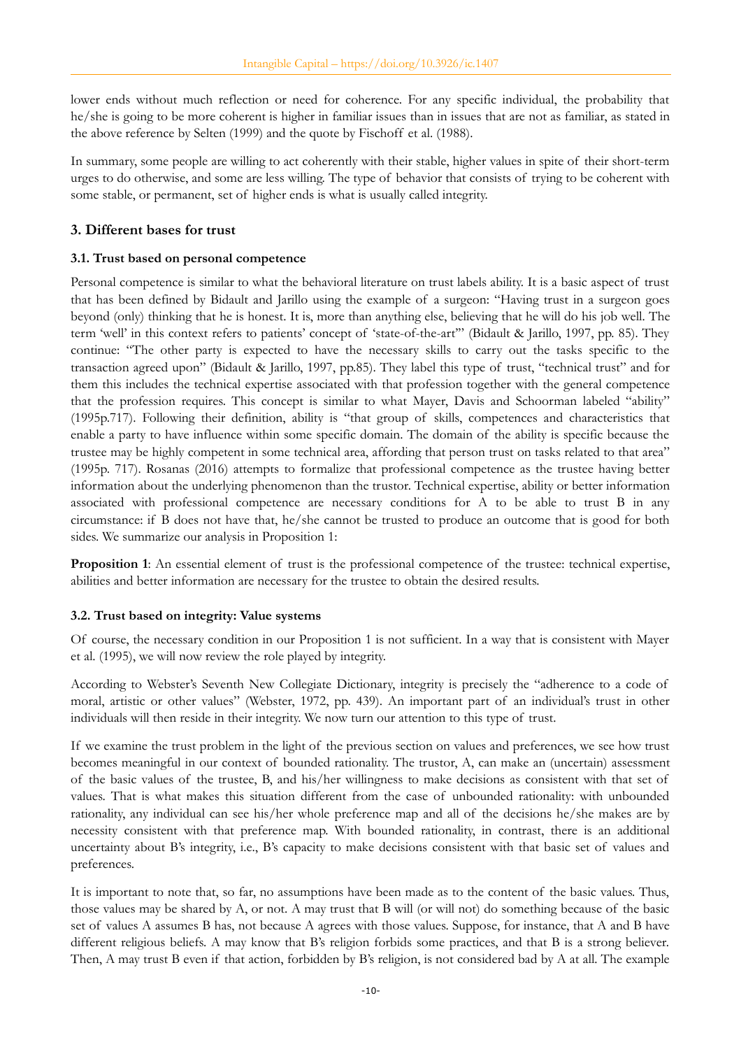lower ends without much reflection or need for coherence. For any specific individual, the probability that he/she is going to be more coherent is higher in familiar issues than in issues that are not as familiar, as stated in the above reference by Selten (1999) and the quote by Fischoff et al. (1988).

In summary, some people are willing to act coherently with their stable, higher values in spite of their short-term urges to do otherwise, and some are less willing. The type of behavior that consists of trying to be coherent with some stable, or permanent, set of higher ends is what is usually called integrity.

## 3. Different bases for trust

### 3.1. Trust based on personal competence

Personal competence is similar to what the behavioral literature on trust labels ability. It is a basic aspect of trust that has been defined by Bidault and Jarillo using the example of a surgeon: "Having trust in a surgeon goes beyond (only) thinking that he is honest. It is, more than anything else, believing that he will do his job well. The term 'well' in this context refers to patients' concept of 'state-of-the-art'" (Bidault & Jarillo, 1997, pp. 85). They continue: "The other party is expected to have the necessary skills to carry out the tasks specific to the transaction agreed upon" (Bidault & Jarillo, 1997, pp.85). They label this type of trust, "technical trust" and for them this includes the technical expertise associated with that profession together with the general competence that the profession requires. This concept is similar to what Mayer, Davis and Schoorman labeled "ability" (1995p.717). Following their definition, ability is "that group of skills, competences and characteristics that enable a party to have influence within some specific domain. The domain of the ability is specific because the trustee may be highly competent in some technical area, affording that person trust on tasks related to that area" (1995p. 717). Rosanas (2016) attempts to formalize that professional competence as the trustee having better information about the underlying phenomenon than the trustor. Technical expertise, ability or better information associated with professional competence are necessary conditions for A to be able to trust B in any circumstance: if B does not have that, he/she cannot be trusted to produce an outcome that is good for both sides. We summarize our analysis in Proposition 1:

**Proposition 1**: An essential element of trust is the professional competence of the trustee: technical expertise, abilities and better information are necessary for the trustee to obtain the desired results.

### 3.2. Trust based on integrity: Value systems

Of course, the necessary condition in our Proposition 1 is not sufficient. In a way that is consistent with Mayer et al. (1995), we will now review the role played by integrity.

According to Webster's Seventh New Collegiate Dictionary, integrity is precisely the "adherence to a code of moral, artistic or other values" (Webster, 1972, pp. 439). An important part of an individual's trust in other individuals will then reside in their integrity. We now turn our attention to this type of trust.

If we examine the trust problem in the light of the previous section on values and preferences, we see how trust becomes meaningful in our context of bounded rationality. The trustor, A, can make an (uncertain) assessment of the basic values of the trustee, B, and his/her willingness to make decisions as consistent with that set of values. That is what makes this situation different from the case of unbounded rationality: with unbounded rationality, any individual can see his/her whole preference map and all of the decisions he/she makes are by necessity consistent with that preference map. With bounded rationality, in contrast, there is an additional uncertainty about B's integrity, i.e., B's capacity to make decisions consistent with that basic set of values and preferences.

It is important to note that, so far, no assumptions have been made as to the content of the basic values. Thus, those values may be shared by A, or not. A may trust that B will (or will not) do something because of the basic set of values A assumes B has, not because A agrees with those values. Suppose, for instance, that A and B have different religious beliefs. A may know that B's religion forbids some practices, and that B is a strong believer. Then, A may trust B even if that action, forbidden by B's religion, is not considered bad by A at all. The example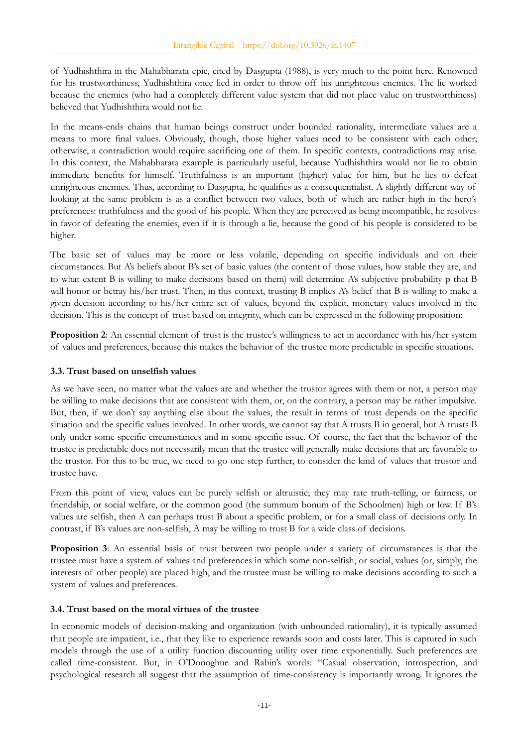of Yudhishthira in the Mahabharata epic, cited by Dasgupta (1988), is very much to the point here. Renowned for his trustworthiness, Yudhishthira once lied in order to throw off his unrighteous enemies. The lie worked because the enemies (who had a completely different value system that did not place value on trustworthiness) believed that Yudhishthira would not lie.

In the means-ends chains that human beings construct under bounded rationality, intermediate values are a means to more final values. Obviously, though, those higher values need to be consistent with each other; otherwise, a contradiction would require sacrificing one of them. In specific contexts, contradictions may arise. In this context, the Mahabharata example is particularly useful, because Yudhishthira would not lie to obtain immediate benefits for himself. Truthfulness is an important (higher) value for him, but he lies to defeat unrighteous enemies. Thus, according to Dasgupta, he qualifies as a consequentialist. A slightly different way of looking at the same problem is as a conflict between two values, both of which are rather high in the hero's preferences: truthfulness and the good of his people. When they are perceived as being incompatible, he resolves in favor of defeating the enemies, even if it is through a lie, because the good of his people is considered to be higher.

The basic set of values may be more or less volatile, depending on specific individuals and on their circumstances. But A's beliefs about B's set of basic values (the content of those values, how stable they are, and to what extent B is willing to make decisions based on them) will determine A's subjective probability $p$ that B will honor or betray his/her trust. Then, in this context, trusting B implies A's belief that B is willing to make a given decision according to his/her entire set of values, beyond the explicit, monetary values involved in the decision. This is the concept of trust based on integrity, which can be expressed in the following proposition:

**Proposition 2**: An essential element of trust is the trustee's willingness to act in accordance with his/her system of values and preferences, because this makes the behavior of the trustee more predictable in specific situations.

### 3.3. Trust based on unselfish values

As we have seen, no matter what the values are and whether the trustor agrees with them or not, a person may be willing to make decisions that are consistent with them, or, on the contrary, a person may be rather impulsive. But, then, if we don't say anything else about the values, the result in terms of trust depends on the specific situation and the specific values involved. In other words, we cannot say that A trusts B in general, but A trusts B only under some specific circumstances and in some specific issue. Of course, the fact that the behavior of the trustee is predictable does not necessarily mean that the trustee will generally make decisions that are favorable to the trustor. For this to be true, we need to go one step further, to consider the kind of values that trustor and trustee have.

From this point of view, values can be purely selfish or altruistic; they may rate truth-telling, or fairness, or friendship, or social welfare, or the common good (the summum bonum of the Schoolmen) high or low. If B's values are selfish, then A can perhaps trust B about a specific problem, or for a small class of decisions only. In contrast, if B's values are non-selfish, A may be willing to trust B for a wide class of decisions.

**Proposition 3**: An essential basis of trust between two people under a variety of circumstances is that the trustee must have a system of values and preferences in which some non-selfish, or social, values (or, simply, the interests of other people) are placed high, and the trustee must be willing to make decisions according to such a system of values and preferences.

### 3.4. Trust based on the moral virtues of the trustee

In economic models of decision-making and organization (with unbounded rationality), it is typically assumed that people are impatient, i.e., that they like to experience rewards soon and costs later. This is captured in such models through the use of a utility function discounting utility over time exponentially. Such preferences are called time-consistent. But, in O'Donoghue and Rabin's words: "Casual observation, introspection, and psychological research all suggest that the assumption of time-consistency is importantly wrong. It ignores the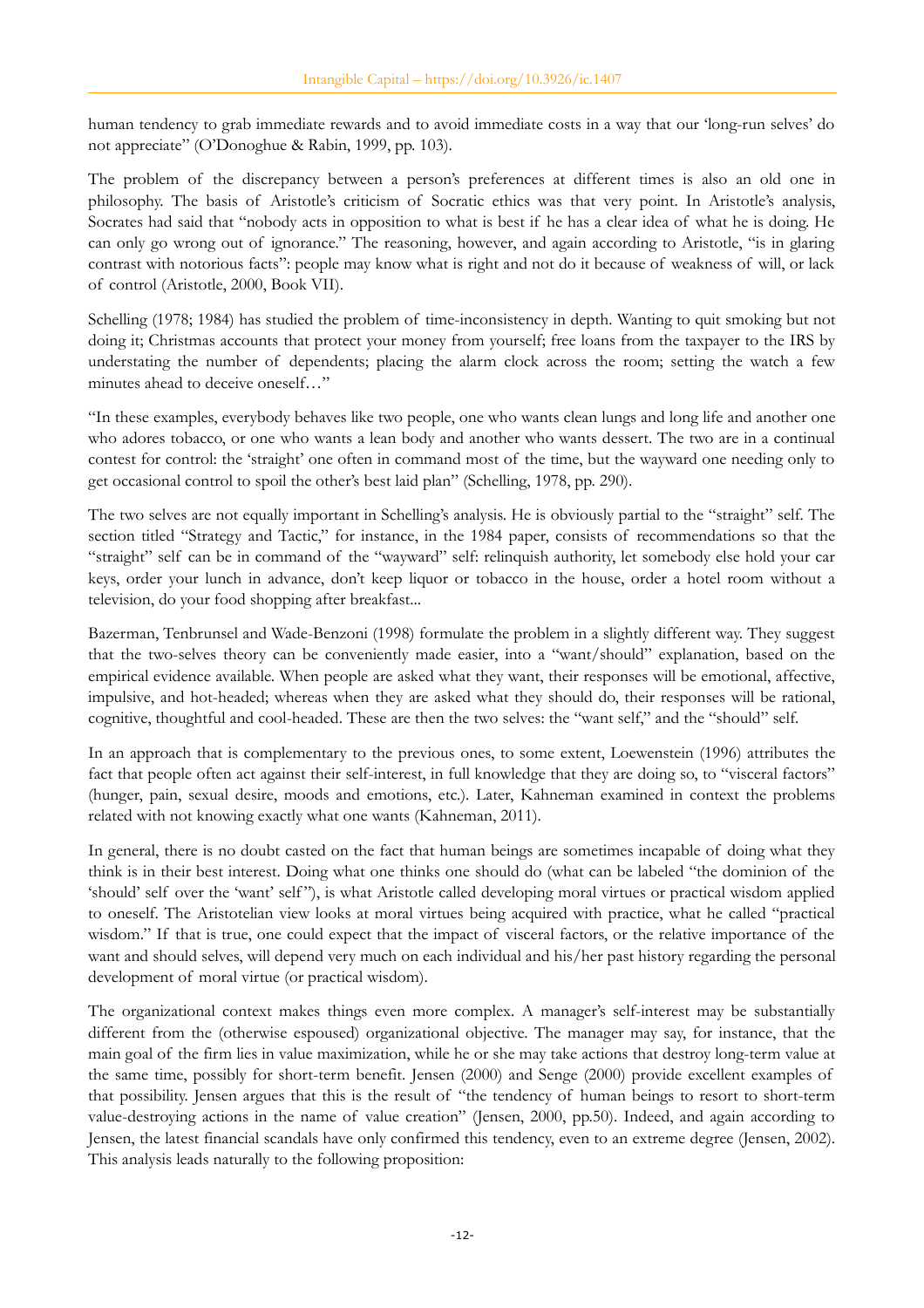human tendency to grab immediate rewards and to avoid immediate costs in a way that our 'long-run selves' do not appreciate" (O'Donoghue & Rabin, 1999, pp. 103).

The problem of the discrepancy between a person's preferences at different times is also an old one in philosophy. The basis of Aristotle's criticism of Socratic ethics was that very point. In Aristotle's analysis, Socrates had said that "nobody acts in opposition to what is best if he has a clear idea of what he is doing. He can only go wrong out of ignorance." The reasoning, however, and again according to Aristotle, "is in glaring contrast with notorious facts": people may know what is right and not do it because of weakness of will, or lack of control (Aristotle, 2000, Book VII).

Schelling (1978; 1984) has studied the problem of time-inconsistency in depth. Wanting to quit smoking but not doing it; Christmas accounts that protect your money from yourself; free loans from the taxpayer to the IRS by understating the number of dependents; placing the alarm clock across the room; setting the watch a few minutes ahead to deceive oneself…"

"In these examples, everybody behaves like two people, one who wants clean lungs and long life and another one who adores tobacco, or one who wants a lean body and another who wants dessert. The two are in a continual contest for control: the 'straight' one often in command most of the time, but the wayward one needing only to get occasional control to spoil the other's best laid plan" (Schelling, 1978, pp. 290).

The two selves are not equally important in Schelling's analysis. He is obviously partial to the "straight" self. The section titled "Strategy and Tactic," for instance, in the 1984 paper, consists of recommendations so that the "straight" self can be in command of the "wayward" self: relinquish authority, let somebody else hold your car keys, order your lunch in advance, don't keep liquor or tobacco in the house, order a hotel room without a television, do your food shopping after breakfast...

Bazerman, Tenbrunsel and Wade-Benzoni (1998) formulate the problem in a slightly different way. They suggest that the two-selves theory can be conveniently made easier, into a "want/should" explanation, based on the empirical evidence available. When people are asked what they want, their responses will be emotional, affective, impulsive, and hot-headed; whereas when they are asked what they should do, their responses will be rational, cognitive, thoughtful and cool-headed. These are then the two selves: the "want self," and the "should" self.

In an approach that is complementary to the previous ones, to some extent, Loewenstein (1996) attributes the fact that people often act against their self-interest, in full knowledge that they are doing so, to "visceral factors" (hunger, pain, sexual desire, moods and emotions, etc.). Later, Kahneman examined in context the problems related with not knowing exactly what one wants (Kahneman, 2011).

In general, there is no doubt casted on the fact that human beings are sometimes incapable of doing what they think is in their best interest. Doing what one thinks one should do (what can be labeled "the dominion of the 'should' self over the 'want' self"), is what Aristotle called developing moral virtues or practical wisdom applied to oneself. The Aristotelian view looks at moral virtues being acquired with practice, what he called "practical wisdom." If that is true, one could expect that the impact of visceral factors, or the relative importance of the want and should selves, will depend very much on each individual and his/her past history regarding the personal development of moral virtue (or practical wisdom).

The organizational context makes things even more complex. A manager's self-interest may be substantially different from the (otherwise espoused) organizational objective. The manager may say, for instance, that the main goal of the firm lies in value maximization, while he or she may take actions that destroy long-term value at the same time, possibly for short-term benefit. Jensen (2000) and Senge (2000) provide excellent examples of that possibility. Jensen argues that this is the result of "the tendency of human beings to resort to short-term value-destroying actions in the name of value creation" (Jensen, 2000, pp.50). Indeed, and again according to Jensen, the latest financial scandals have only confirmed this tendency, even to an extreme degree (Jensen, 2002). This analysis leads naturally to the following proposition: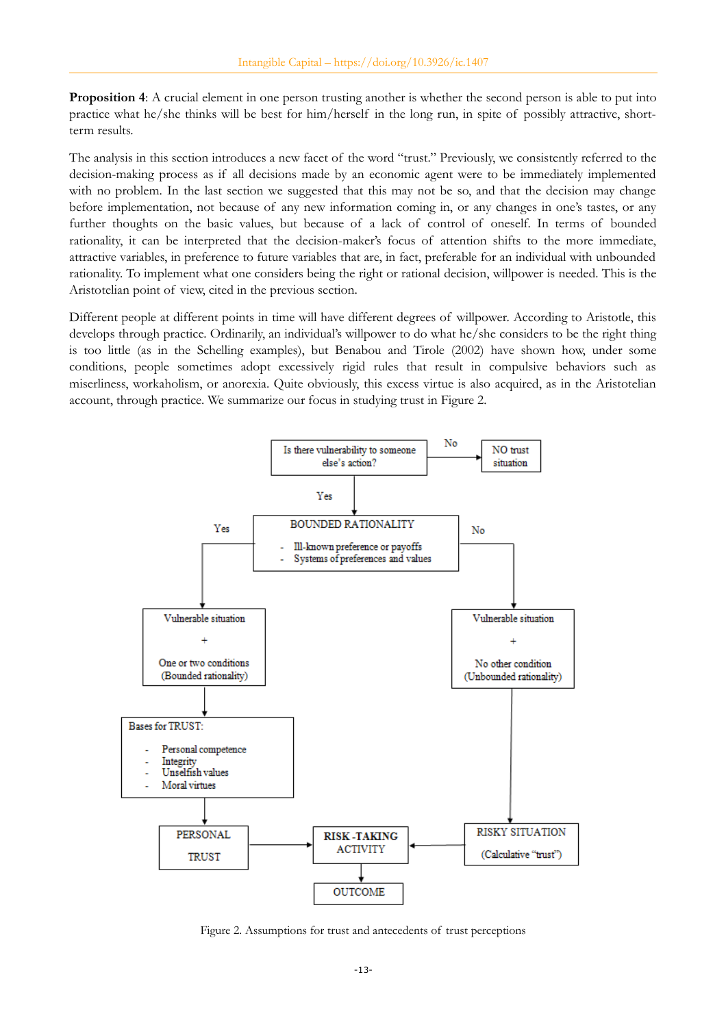**Proposition 4**: A crucial element in one person trusting another is whether the second person is able to put into practice what he/she thinks will be best for him/herself in the long run, in spite of possibly attractive, short-term results.

The analysis in this section introduces a new facet of the word "trust." Previously, we consistently referred to the decision-making process as if all decisions made by an economic agent were to be immediately implemented with no problem. In the last section we suggested that this may not be so, and that the decision may change before implementation, not because of any new information coming in, or any changes in one's tastes, or any further thoughts on the basic values, but because of a lack of control of oneself. In terms of bounded rationality, it can be interpreted that the decision-maker's focus of attention shifts to the more immediate, attractive variables, in preference to future variables that are, in fact, preferable for an individual with unbounded rationality. To implement what one considers being the right or rational decision, willpower is needed. This is the Aristotelian point of view, cited in the previous section.

Different people at different points in time will have different degrees of willpower. According to Aristotle, this develops through practice. Ordinarily, an individual's willpower to do what he/she considers to be the right thing is too little (as in the Schelling examples), but Benabou and Tirole (2002) have shown how, under some conditions, people sometimes adopt excessively rigid rules that result in compulsive behaviors such as miserliness, workaholism, or anorexia. Quite obviously, this excess virtue is also acquired, as in the Aristotelian account, through practice. We summarize our focus in studying trust in Figure 2.

Figure 2. Assumptions for trust and antecedents of trust perceptions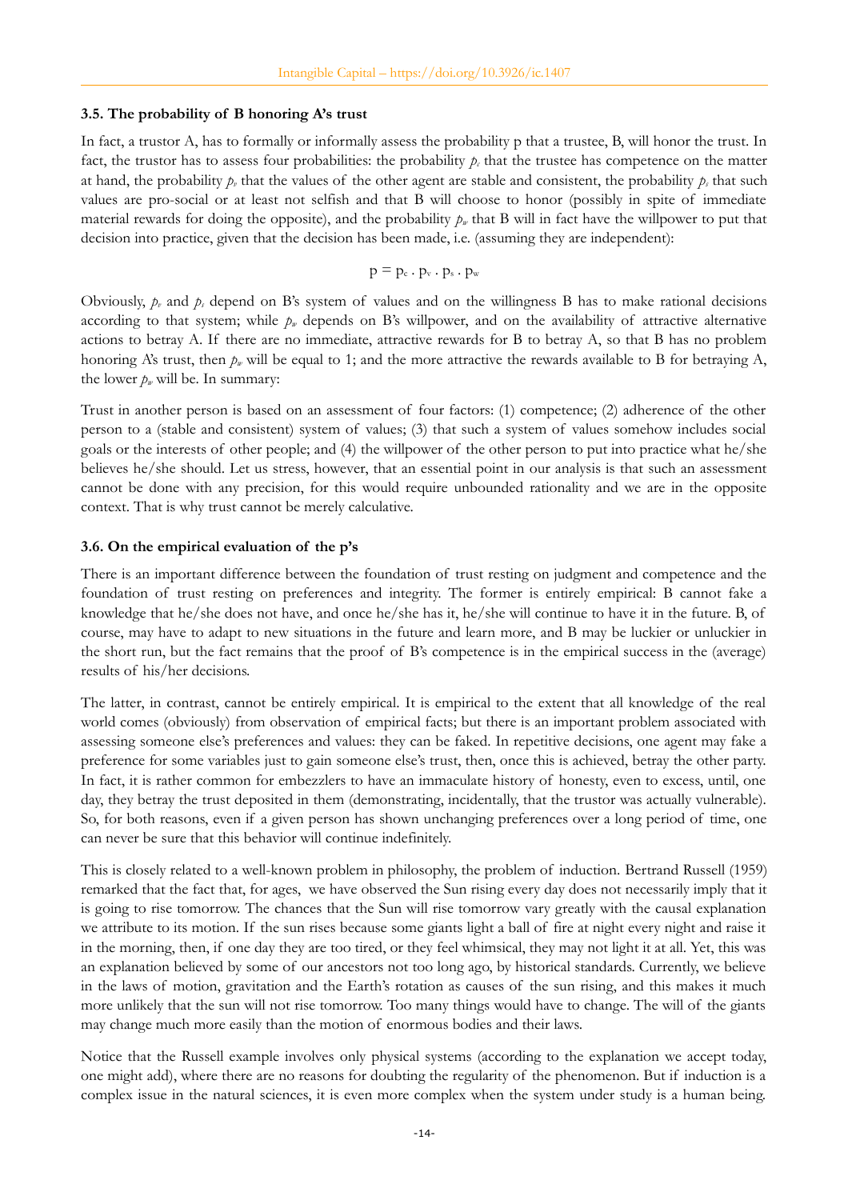### 3.5. The probability of B honoring A's trust

In fact, a trustor A, has to formally or informally assess the probability p that a trustee, B, will honor the trust. In fact, the trustor has to assess four probabilities: the probability $p_c$ that the trustee has competence on the matter at hand, the probability $p_v$ that the values of the other agent are stable and consistent, the probability $p_s$ that such values are pro-social or at least not selfish and that B will choose to honor (possibly in spite of immediate material rewards for doing the opposite), and the probability $p_w$ that B will in fact have the willpower to put that decision into practice, given that the decision has been made, i.e. (assuming they are independent):

$$p = p_c \cdot p_v \cdot p_s \cdot p_w$$

Obviously, $p_v$ and $p_s$ depend on B's system of values and on the willingness B has to make rational decisions according to that system; while $p_w$ depends on B's willpower, and on the availability of attractive alternative actions to betray A. If there are no immediate, attractive rewards for B to betray A, so that B has no problem honoring A's trust, then $p_w$ will be equal to 1; and the more attractive the rewards available to B for betraying A, the lower $p_w$ will be. In summary:

Trust in another person is based on an assessment of four factors: (1) competence; (2) adherence of the other person to a (stable and consistent) system of values; (3) that such a system of values somehow includes social goals or the interests of other people; and (4) the willpower of the other person to put into practice what he/she believes he/she should. Let us stress, however, that an essential point in our analysis is that such an assessment cannot be done with any precision, for this would require unbounded rationality and we are in the opposite context. That is why trust cannot be merely calculative.

### 3.6. On the empirical evaluation of the p's

There is an important difference between the foundation of trust resting on judgment and competence and the foundation of trust resting on preferences and integrity. The former is entirely empirical: B cannot fake a knowledge that he/she does not have, and once he/she has it, he/she will continue to have it in the future. B, of course, may have to adapt to new situations in the future and learn more, and B may be luckier or unluckier in the short run, but the fact remains that the proof of B's competence is in the empirical success in the (average) results of his/her decisions.

The latter, in contrast, cannot be entirely empirical. It is empirical to the extent that all knowledge of the real world comes (obviously) from observation of empirical facts; but there is an important problem associated with assessing someone else's preferences and values: they can be faked. In repetitive decisions, one agent may fake a preference for some variables just to gain someone else's trust, then, once this is achieved, betray the other party. In fact, it is rather common for embezzlers to have an immaculate history of honesty, even to excess, until, one day, they betray the trust deposited in them (demonstrating, incidentally, that the trustor was actually vulnerable). So, for both reasons, even if a given person has shown unchanging preferences over a long period of time, one can never be sure that this behavior will continue indefinitely.

This is closely related to a well-known problem in philosophy, the problem of induction. Bertrand Russell (1959) remarked that the fact that, for ages, we have observed the Sun rising every day does not necessarily imply that it is going to rise tomorrow. The chances that the Sun will rise tomorrow vary greatly with the causal explanation we attribute to its motion. If the sun rises because some giants light a ball of fire at night every night and raise it in the morning, then, if one day they are too tired, or they feel whimsical, they may not light it at all. Yet, this was an explanation believed by some of our ancestors not too long ago, by historical standards. Currently, we believe in the laws of motion, gravitation and the Earth's rotation as causes of the sun rising, and this makes it much more unlikely that the sun will not rise tomorrow. Too many things would have to change. The will of the giants may change much more easily than the motion of enormous bodies and their laws.

Notice that the Russell example involves only physical systems (according to the explanation we accept today, one might add), where there are no reasons for doubting the regularity of the phenomenon. But if induction is a complex issue in the natural sciences, it is even more complex when the system under study is a human being.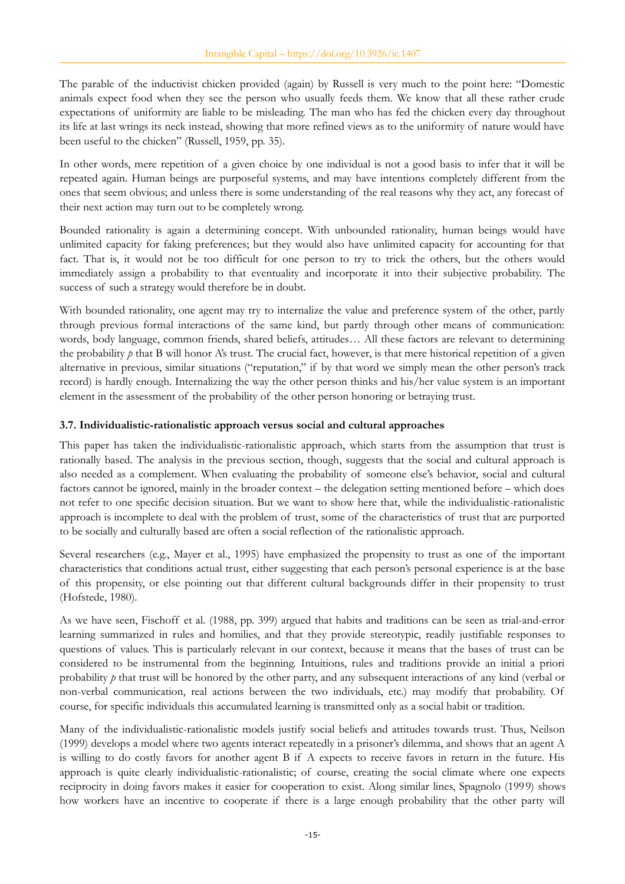The parable of the inductivist chicken provided (again) by Russell is very much to the point here: "Domestic animals expect food when they see the person who usually feeds them. We know that all these rather crude expectations of uniformity are liable to be misleading. The man who has fed the chicken every day throughout its life at last wrings its neck instead, showing that more refined views as to the uniformity of nature would have been useful to the chicken" (Russell, 1959, pp. 35).

In other words, mere repetition of a given choice by one individual is not a good basis to infer that it will be repeated again. Human beings are purposeful systems, and may have intentions completely different from the ones that seem obvious; and unless there is some understanding of the real reasons why they act, any forecast of their next action may turn out to be completely wrong.

Bounded rationality is again a determining concept. With unbounded rationality, human beings would have unlimited capacity for faking preferences; but they would also have unlimited capacity for accounting for that fact. That is, it would not be too difficult for one person to try to trick the others, but the others would immediately assign a probability to that eventuality and incorporate it into their subjective probability. The success of such a strategy would therefore be in doubt.

With bounded rationality, one agent may try to internalize the value and preference system of the other, partly through previous formal interactions of the same kind, but partly through other means of communication: words, body language, common friends, shared beliefs, attitudes… All these factors are relevant to determining the probability $p$ that B will honor A's trust. The crucial fact, however, is that mere historical repetition of a given alternative in previous, similar situations ("reputation," if by that word we simply mean the other person's track record) is hardly enough. Internalizing the way the other person thinks and his/her value system is an important element in the assessment of the probability of the other person honoring or betraying trust.

### 3.7. Individualistic-rationalistic approach versus social and cultural approaches

This paper has taken the individualistic-rationalistic approach, which starts from the assumption that trust is rationally based. The analysis in the previous section, though, suggests that the social and cultural approach is also needed as a complement. When evaluating the probability of someone else's behavior, social and cultural factors cannot be ignored, mainly in the broader context – the delegation setting mentioned before – which does not refer to one specific decision situation. But we want to show here that, while the individualistic-rationalistic approach is incomplete to deal with the problem of trust, some of the characteristics of trust that are purported to be socially and culturally based are often a social reflection of the rationalistic approach.

Several researchers (e.g., Mayer et al., 1995) have emphasized the propensity to trust as one of the important characteristics that conditions actual trust, either suggesting that each person's personal experience is at the base of this propensity, or else pointing out that different cultural backgrounds differ in their propensity to trust (Hofstede, 1980).

As we have seen, Fischoff et al. (1988, pp. 399) argued that habits and traditions can be seen as trial-and-error learning summarized in rules and homilies, and that they provide stereotypic, readily justifiable responses to questions of values. This is particularly relevant in our context, because it means that the bases of trust can be considered to be instrumental from the beginning. Intuitions, rules and traditions provide an initial a priori probability $p$ that trust will be honored by the other party, and any subsequent interactions of any kind (verbal or non-verbal communication, real actions between the two individuals, etc.) may modify that probability. Of course, for specific individuals this accumulated learning is transmitted only as a social habit or tradition.

Many of the individualistic-rationalistic models justify social beliefs and attitudes towards trust. Thus, Neilson (1999) develops a model where two agents interact repeatedly in a prisoner's dilemma, and shows that an agent A is willing to do costly favors for another agent B if A expects to receive favors in return in the future. His approach is quite clearly individualistic-rationalistic; of course, creating the social climate where one expects reciprocity in doing favors makes it easier for cooperation to exist. Along similar lines, Spagnolo (1999) shows how workers have an incentive to cooperate if there is a large enough probability that the other party will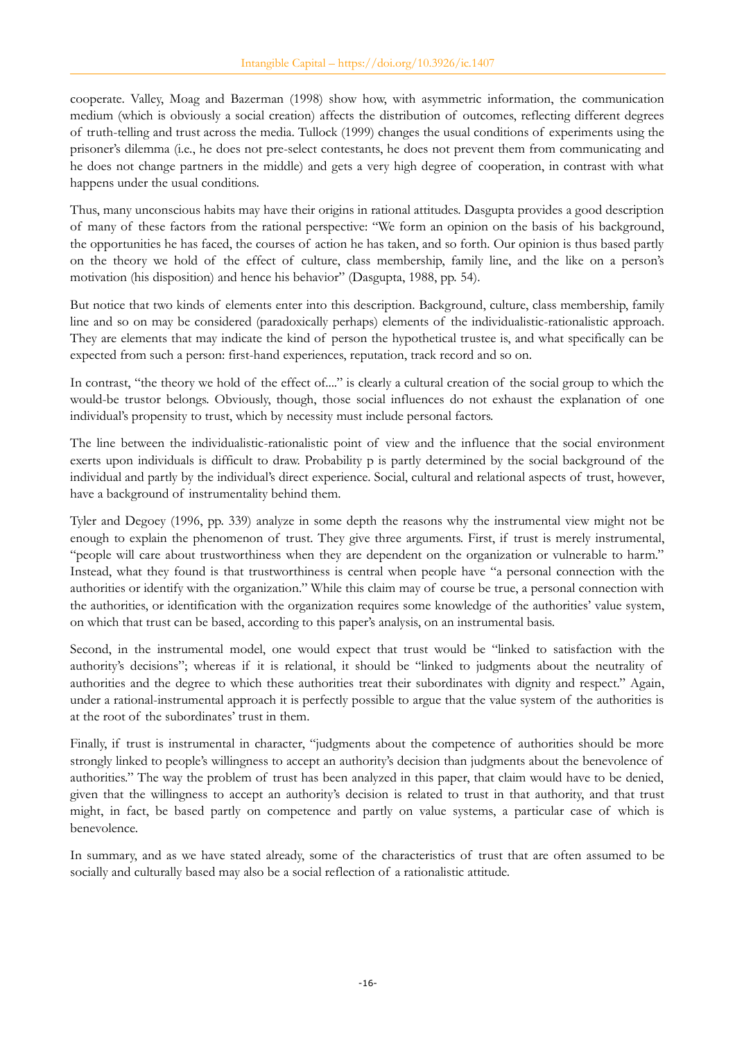cooperate. Valley, Moag and Bazerman (1998) show how, with asymmetric information, the communication medium (which is obviously a social creation) affects the distribution of outcomes, reflecting different degrees of truth-telling and trust across the media. Tullock (1999) changes the usual conditions of experiments using the prisoner's dilemma (i.e., he does not pre-select contestants, he does not prevent them from communicating and he does not change partners in the middle) and gets a very high degree of cooperation, in contrast with what happens under the usual conditions.

Thus, many unconscious habits may have their origins in rational attitudes. Dasgupta provides a good description of many of these factors from the rational perspective: "We form an opinion on the basis of his background, the opportunities he has faced, the courses of action he has taken, and so forth. Our opinion is thus based partly on the theory we hold of the effect of culture, class membership, family line, and the like on a person's motivation (his disposition) and hence his behavior" (Dasgupta, 1988, pp. 54).

But notice that two kinds of elements enter into this description. Background, culture, class membership, family line and so on may be considered (paradoxically perhaps) elements of the individualistic-rationalistic approach. They are elements that may indicate the kind of person the hypothetical trustee is, and what specifically can be expected from such a person: first-hand experiences, reputation, track record and so on.

In contrast, "the theory we hold of the effect of...." is clearly a cultural creation of the social group to which the would-be trustor belongs. Obviously, though, those social influences do not exhaust the explanation of one individual's propensity to trust, which by necessity must include personal factors.

The line between the individualistic-rationalistic point of view and the influence that the social environment exerts upon individuals is difficult to draw. Probability p is partly determined by the social background of the individual and partly by the individual's direct experience. Social, cultural and relational aspects of trust, however, have a background of instrumentality behind them.

Tyler and Degoey (1996, pp. 339) analyze in some depth the reasons why the instrumental view might not be enough to explain the phenomenon of trust. They give three arguments. First, if trust is merely instrumental, "people will care about trustworthiness when they are dependent on the organization or vulnerable to harm." Instead, what they found is that trustworthiness is central when people have "a personal connection with the authorities or identify with the organization." While this claim may of course be true, a personal connection with the authorities, or identification with the organization requires some knowledge of the authorities' value system, on which that trust can be based, according to this paper's analysis, on an instrumental basis.

Second, in the instrumental model, one would expect that trust would be "linked to satisfaction with the authority's decisions"; whereas if it is relational, it should be "linked to judgments about the neutrality of authorities and the degree to which these authorities treat their subordinates with dignity and respect." Again, under a rational-instrumental approach it is perfectly possible to argue that the value system of the authorities is at the root of the subordinates' trust in them.

Finally, if trust is instrumental in character, "judgments about the competence of authorities should be more strongly linked to people's willingness to accept an authority's decision than judgments about the benevolence of authorities." The way the problem of trust has been analyzed in this paper, that claim would have to be denied, given that the willingness to accept an authority's decision is related to trust in that authority, and that trust might, in fact, be based partly on competence and partly on value systems, a particular case of which is benevolence.

In summary, and as we have stated already, some of the characteristics of trust that are often assumed to be socially and culturally based may also be a social reflection of a rationalistic attitude.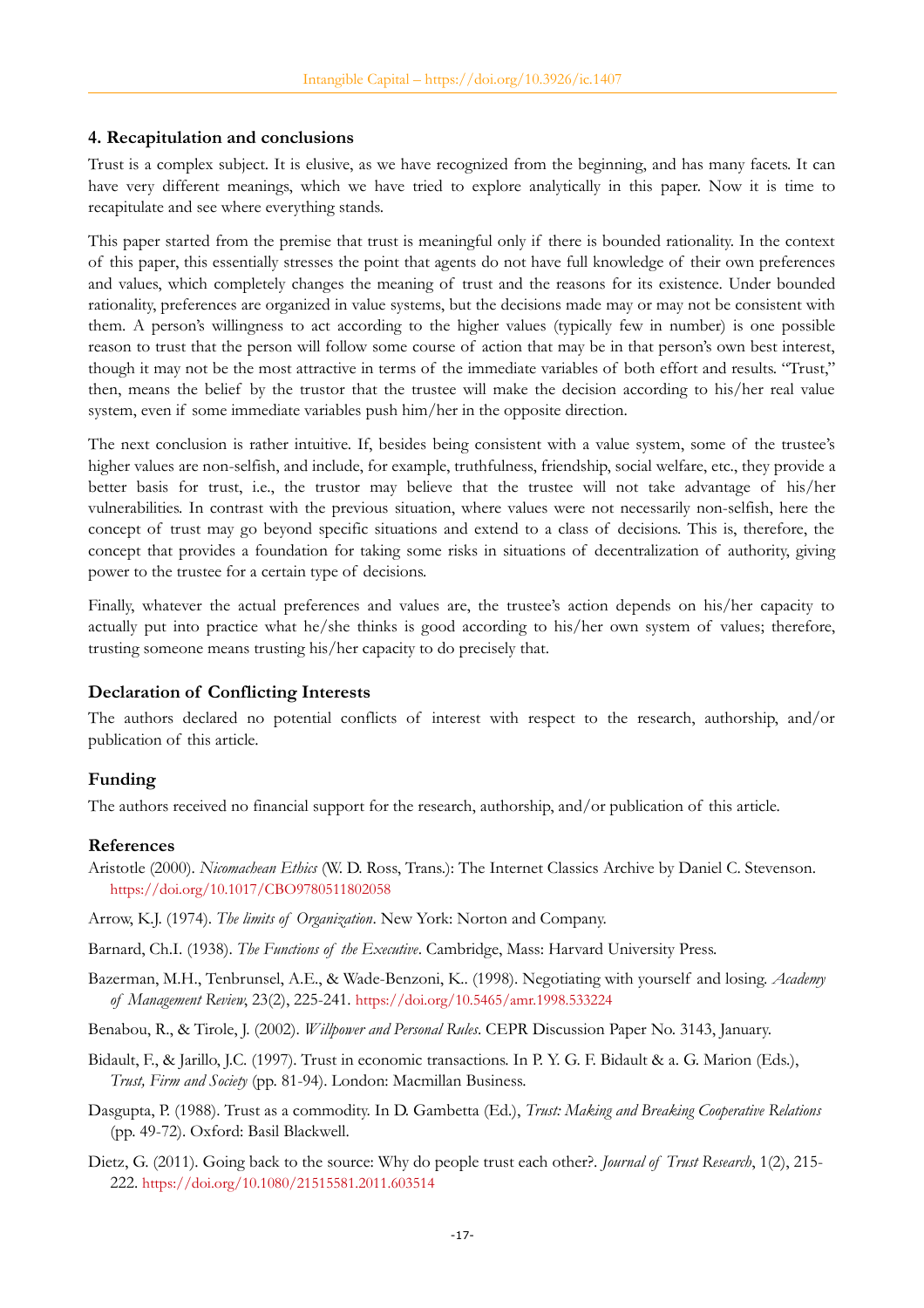## 4. Recapitulation and conclusions

Trust is a complex subject. It is elusive, as we have recognized from the beginning, and has many facets. It can have very different meanings, which we have tried to explore analytically in this paper. Now it is time to recapitulate and see where everything stands.

This paper started from the premise that trust is meaningful only if there is bounded rationality. In the context of this paper, this essentially stresses the point that agents do not have full knowledge of their own preferences and values, which completely changes the meaning of trust and the reasons for its existence. Under bounded rationality, preferences are organized in value systems, but the decisions made may or may not be consistent with them. A person's willingness to act according to the higher values (typically few in number) is one possible reason to trust that the person will follow some course of action that may be in that person's own best interest, though it may not be the most attractive in terms of the immediate variables of both effort and results. "Trust," then, means the belief by the trustor that the trustee will make the decision according to his/her real value system, even if some immediate variables push him/her in the opposite direction.

The next conclusion is rather intuitive. If, besides being consistent with a value system, some of the trustee's higher values are non-selfish, and include, for example, truthfulness, friendship, social welfare, etc., they provide a better basis for trust, i.e., the trustor may believe that the trustee will not take advantage of his/her vulnerabilities. In contrast with the previous situation, where values were not necessarily non-selfish, here the concept of trust may go beyond specific situations and extend to a class of decisions. This is, therefore, the concept that provides a foundation for taking some risks in situations of decentralization of authority, giving power to the trustee for a certain type of decisions.

Finally, whatever the actual preferences and values are, the trustee's action depends on his/her capacity to actually put into practice what he/she thinks is good according to his/her own system of values; therefore, trusting someone means trusting his/her capacity to do precisely that.

### Declaration of Conflicting Interests

The authors declared no potential conflicts of interest with respect to the research, authorship, and/or publication of this article.

### Funding

The authors received no financial support for the research, authorship, and/or publication of this article.

### References

Aristotle (2000). *Nicomachean Ethics* (W. D. Ross, Trans.): The Internet Classics Archive by Daniel C. Stevenson. https://doi.org/10.1017/CBO9780511802058

Arrow, K.J. (1974). *The limits of Organization*. New York: Norton and Company.

Barnard, Ch.I. (1938). *The Functions of the Executive*. Cambridge, Mass: Harvard University Press.

Bazerman, M.H., Tenbrunsel, A.E., & Wade-Benzoni, K.. (1998). Negotiating with yourself and losing. *Academy of Management Review*, 23(2), 225-241. https://doi.org/10.5465/amr.1998.533224

Benabou, R., & Tirole, J. (2002). *Willpower and Personal Rules*. CEPR Discussion Paper No. 3143, January.

Bidault, F., & Jarillo, J.C. (1997). Trust in economic transactions. In P. Y. G. F. Bidault & a. G. Marion (Eds.), *Trust, Firm and Society* (pp. 81-94). London: Macmillan Business.

Dasgupta, P. (1988). Trust as a commodity. In D. Gambetta (Ed.), *Trust: Making and Breaking Cooperative Relations* (pp. 49-72). Oxford: Basil Blackwell.

Dietz, G. (2011). Going back to the source: Why do people trust each other?. *Journal of Trust Research*, 1(2), 215-222. https://doi.org/10.1080/21515581.2011.603514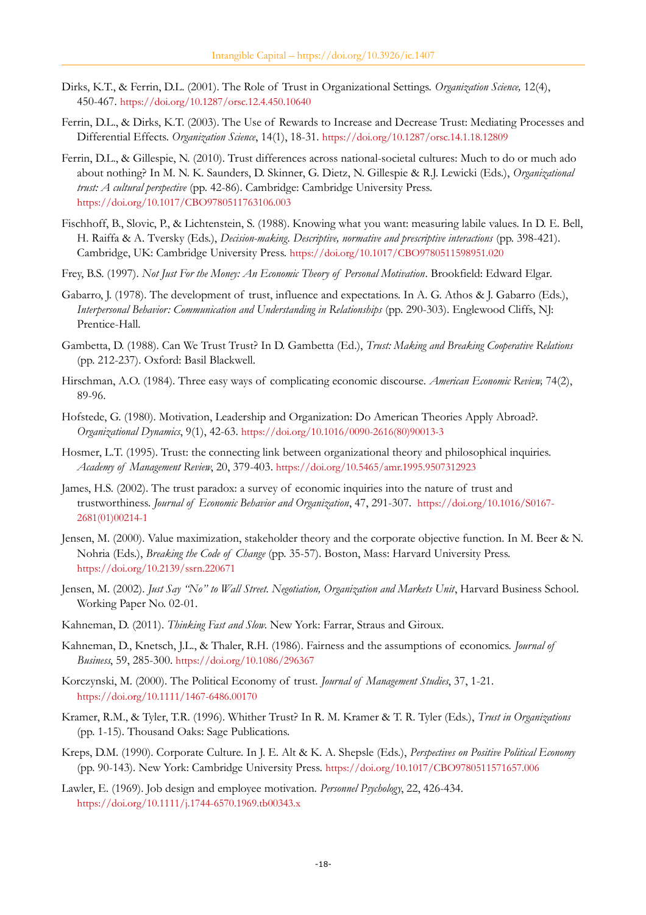Dirks, K.T., & Ferrin, D.L. (2001). The Role of Trust in Organizational Settings. *Organization Science,* 12(4), 450-467. https://doi.org/10.1287/orsc.12.4.450.10640

Ferrin, D.L., & Dirks, K.T. (2003). The Use of Rewards to Increase and Decrease Trust: Mediating Processes and Differential Effects. *Organization Science*, 14(1), 18-31. https://doi.org/10.1287/orsc.14.1.18.12809

Ferrin, D.L., & Gillespie, N. (2010). Trust differences across national-societal cultures: Much to do or much ado about nothing? In M. N. K. Saunders, D. Skinner, G. Dietz, N. Gillespie & R.J. Lewicki (Eds.), *Organizational trust: A cultural perspective* (pp. 42-86). Cambridge: Cambridge University Press. https://doi.org/10.1017/CBO9780511763106.003

Fischhoff, B., Slovic, P., & Lichtenstein, S. (1988). Knowing what you want: measuring labile values. In D. E. Bell, H. Raiffa & A. Tversky (Eds.), *Decision-making. Descriptive, normative and prescriptive interactions* (pp. 398-421). Cambridge, UK: Cambridge University Press. https://doi.org/10.1017/CBO9780511598951.020

Frey, B.S. (1997). *Not Just For the Money: An Economic Theory of Personal Motivation*. Brookfield: Edward Elgar.

Gabarro, J. (1978). The development of trust, influence and expectations. In A. G. Athos & J. Gabarro (Eds.), *Interpersonal Behavior: Communication and Understanding in Relationships* (pp. 290-303). Englewood Cliffs, NJ: Prentice-Hall.

Gambetta, D. (1988). Can We Trust Trust? In D. Gambetta (Ed.), *Trust: Making and Breaking Cooperative Relations* (pp. 212-237). Oxford: Basil Blackwell.

Hirschman, A.O. (1984). Three easy ways of complicating economic discourse. *American Economic Review,* 74(2), 89-96.

Hofstede, G. (1980). Motivation, Leadership and Organization: Do American Theories Apply Abroad?. *Organizational Dynamics*, 9(1), 42-63. https://doi.org/10.1016/0090-2616(80)90013-3

Hosmer, L.T. (1995). Trust: the connecting link between organizational theory and philosophical inquiries. *Academy of Management Review*, 20, 379-403. https://doi.org/10.5465/amr.1995.9507312923

James, H.S. (2002). The trust paradox: a survey of economic inquiries into the nature of trust and trustworthiness. *Journal of Economic Behavior and Organization*, 47, 291-307. https://doi.org/10.1016/S0167-2681(01)00214-1

Jensen, M. (2000). Value maximization, stakeholder theory and the corporate objective function. In M. Beer & N. Nohria (Eds.), *Breaking the Code of Change* (pp. 35-57). Boston, Mass: Harvard University Press. https://doi.org/10.2139/ssrn.220671

Jensen, M. (2002). *Just Say "No" to Wall Street. Negotiation, Organization and Markets Unit*, Harvard Business School. Working Paper No. 02-01.

Kahneman, D. (2011). *Thinking Fast and Slow*. New York: Farrar, Straus and Giroux.

Kahneman, D., Knetsch, J.L., & Thaler, R.H. (1986). Fairness and the assumptions of economics. *Journal of Business*, 59, 285-300. https://doi.org/10.1086/296367

Korczynski, M. (2000). The Political Economy of trust. *Journal of Management Studies*, 37, 1-21. https://doi.org/10.1111/1467-6486.00170

Kramer, R.M., & Tyler, T.R. (1996). Whither Trust? In R. M. Kramer & T. R. Tyler (Eds.), *Trust in Organizations* (pp. 1-15). Thousand Oaks: Sage Publications.

Kreps, D.M. (1990). Corporate Culture. In J. E. Alt & K. A. Shepsle (Eds.), *Perspectives on Positive Political Economy* (pp. 90-143). New York: Cambridge University Press. https://doi.org/10.1017/CBO9780511571657.006

Lawler, E. (1969). Job design and employee motivation. *Personnel Psychology*, 22, 426-434. https://doi.org/10.1111/j.1744-6570.1969.tb00343.x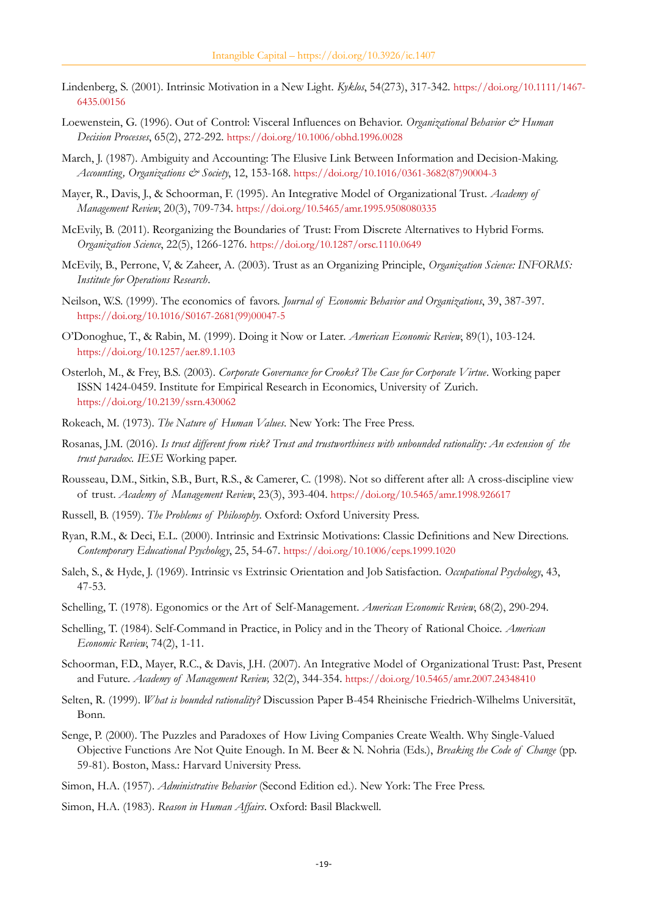Lindenberg, S. (2001). Intrinsic Motivation in a New Light. *Kyklos*, 54(273), 317-342. https://doi.org/10.1111/1467-6435.00156

Loewenstein, G. (1996). Out of Control: Visceral Influences on Behavior. *Organizational Behavior & Human Decision Processes*, 65(2), 272-292. https://doi.org/10.1006/obhd.1996.0028

March, J. (1987). Ambiguity and Accounting: The Elusive Link Between Information and Decision-Making. *Accounting, Organizations & Society*, 12, 153-168. https://doi.org/10.1016/0361-3682(87)90004-3

Mayer, R., Davis, J., & Schoorman, F. (1995). An Integrative Model of Organizational Trust. *Academy of Management Review*, 20(3), 709-734. https://doi.org/10.5465/amr.1995.9508080335

McEvily, B. (2011). Reorganizing the Boundaries of Trust: From Discrete Alternatives to Hybrid Forms. *Organization Science*, 22(5), 1266-1276. https://doi.org/10.1287/orsc.1110.0649

McEvily, B., Perrone, V, & Zaheer, A. (2003). Trust as an Organizing Principle, *Organization Science: INFORMS: Institute for Operations Research*.

Neilson, W.S. (1999). The economics of favors. *Journal of Economic Behavior and Organizations*, 39, 387-397. https://doi.org/10.1016/S0167-2681(99)00047-5

O'Donoghue, T., & Rabin, M. (1999). Doing it Now or Later. *American Economic Review*, 89(1), 103-124. https://doi.org/10.1257/aer.89.1.103

Osterloh, M., & Frey, B.S. (2003). *Corporate Governance for Crooks? The Case for Corporate Virtue*. Working paper ISSN 1424-0459. Institute for Empirical Research in Economics, University of Zurich. https://doi.org/10.2139/ssrn.430062

Rokeach, M. (1973). *The Nature of Human Values*. New York: The Free Press.

Rosanas, J.M. (2016). *Is trust different from risk? Trust and trustworthiness with unbounded rationality: An extension of the trust paradox. IESE* Working paper.

Rousseau, D.M., Sitkin, S.B., Burt, R.S., & Camerer, C. (1998). Not so different after all: A cross-discipline view of trust. *Academy of Management Review*, 23(3), 393-404. https://doi.org/10.5465/amr.1998.926617

Russell, B. (1959). *The Problems of Philosophy*. Oxford: Oxford University Press.

Ryan, R.M., & Deci, E.L. (2000). Intrinsic and Extrinsic Motivations: Classic Definitions and New Directions. *Contemporary Educational Psychology*, 25, 54-67. https://doi.org/10.1006/ceps.1999.1020

Saleh, S., & Hyde, J. (1969). Intrinsic vs Extrinsic Orientation and Job Satisfaction. *Occupational Psychology*, 43, 47-53.

Schelling, T. (1978). Egonomics or the Art of Self-Management. *American Economic Review*, 68(2), 290-294.

Schelling, T. (1984). Self-Command in Practice, in Policy and in the Theory of Rational Choice. *American Economic Review*, 74(2), 1-11.

Schoorman, F.D., Mayer, R.C., & Davis, J.H. (2007). An Integrative Model of Organizational Trust: Past, Present and Future. *Academy of Management Review,* 32(2), 344-354. https://doi.org/10.5465/amr.2007.24348410

Selten, R. (1999). *What is bounded rationality?* Discussion Paper B-454 Rheinische Friedrich-Wilhelms Universität, Bonn.

Senge, P. (2000). The Puzzles and Paradoxes of How Living Companies Create Wealth. Why Single-Valued Objective Functions Are Not Quite Enough. In M. Beer & N. Nohria (Eds.), *Breaking the Code of Change* (pp. 59-81). Boston, Mass.: Harvard University Press.

Simon, H.A. (1957). *Administrative Behavior* (Second Edition ed.). New York: The Free Press.

Simon, H.A. (1983). *Reason in Human Affairs*. Oxford: Basil Blackwell.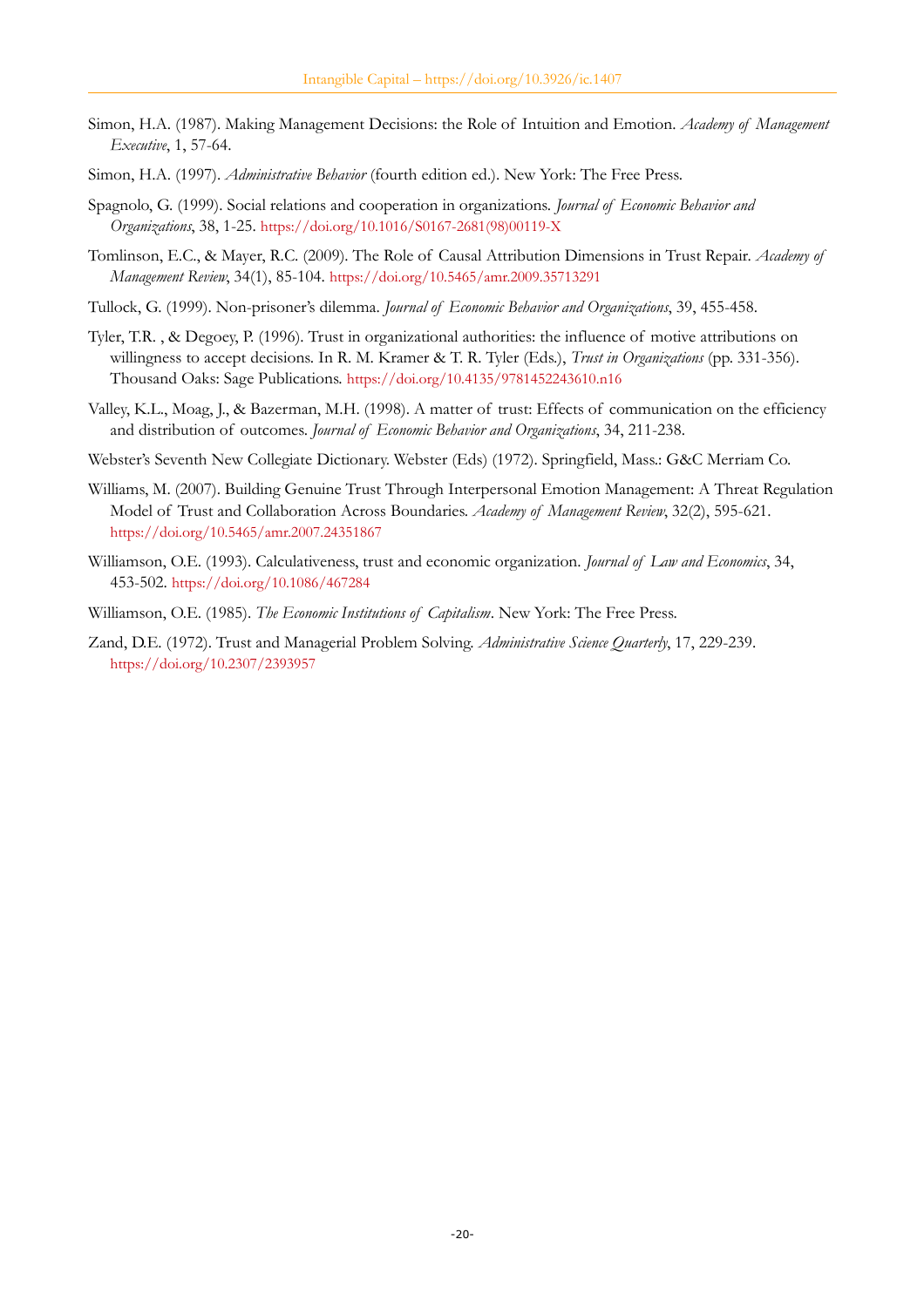Simon, H.A. (1987). Making Management Decisions: the Role of Intuition and Emotion. *Academy of Management Executive*, 1, 57-64.

Simon, H.A. (1997). *Administrative Behavior* (fourth edition ed.). New York: The Free Press.

Spagnolo, G. (1999). Social relations and cooperation in organizations. *Journal of Economic Behavior and Organizations*, 38, 1-25. https://doi.org/10.1016/S0167-2681(98)00119-X

Tomlinson, E.C., & Mayer, R.C. (2009). The Role of Causal Attribution Dimensions in Trust Repair. *Academy of Management Review*, 34(1), 85-104. https://doi.org/10.5465/amr.2009.35713291

Tullock, G. (1999). Non-prisoner's dilemma. *Journal of Economic Behavior and Organizations*, 39, 455-458.

Tyler, T.R. , & Degoey, P. (1996). Trust in organizational authorities: the influence of motive attributions on willingness to accept decisions. In R. M. Kramer & T. R. Tyler (Eds.), *Trust in Organizations* (pp. 331-356). Thousand Oaks: Sage Publications. https://doi.org/10.4135/9781452243610.n16

Valley, K.L., Moag, J., & Bazerman, M.H. (1998). A matter of trust: Effects of communication on the efficiency and distribution of outcomes. *Journal of Economic Behavior and Organizations*, 34, 211-238.

Webster's Seventh New Collegiate Dictionary. Webster (Eds) (1972). Springfield, Mass.: G&C Merriam Co.

Williams, M. (2007). Building Genuine Trust Through Interpersonal Emotion Management: A Threat Regulation Model of Trust and Collaboration Across Boundaries. *Academy of Management Review*, 32(2), 595-621. https://doi.org/10.5465/amr.2007.24351867

Williamson, O.E. (1993). Calculativeness, trust and economic organization. *Journal of Law and Economics*, 34, 453-502. https://doi.org/10.1086/467284

Williamson, O.E. (1985). *The Economic Institutions of Capitalism*. New York: The Free Press.

Zand, D.E. (1972). Trust and Managerial Problem Solving. *Administrative Science Quarterly*, 17, 229-239. https://doi.org/10.2307/2393957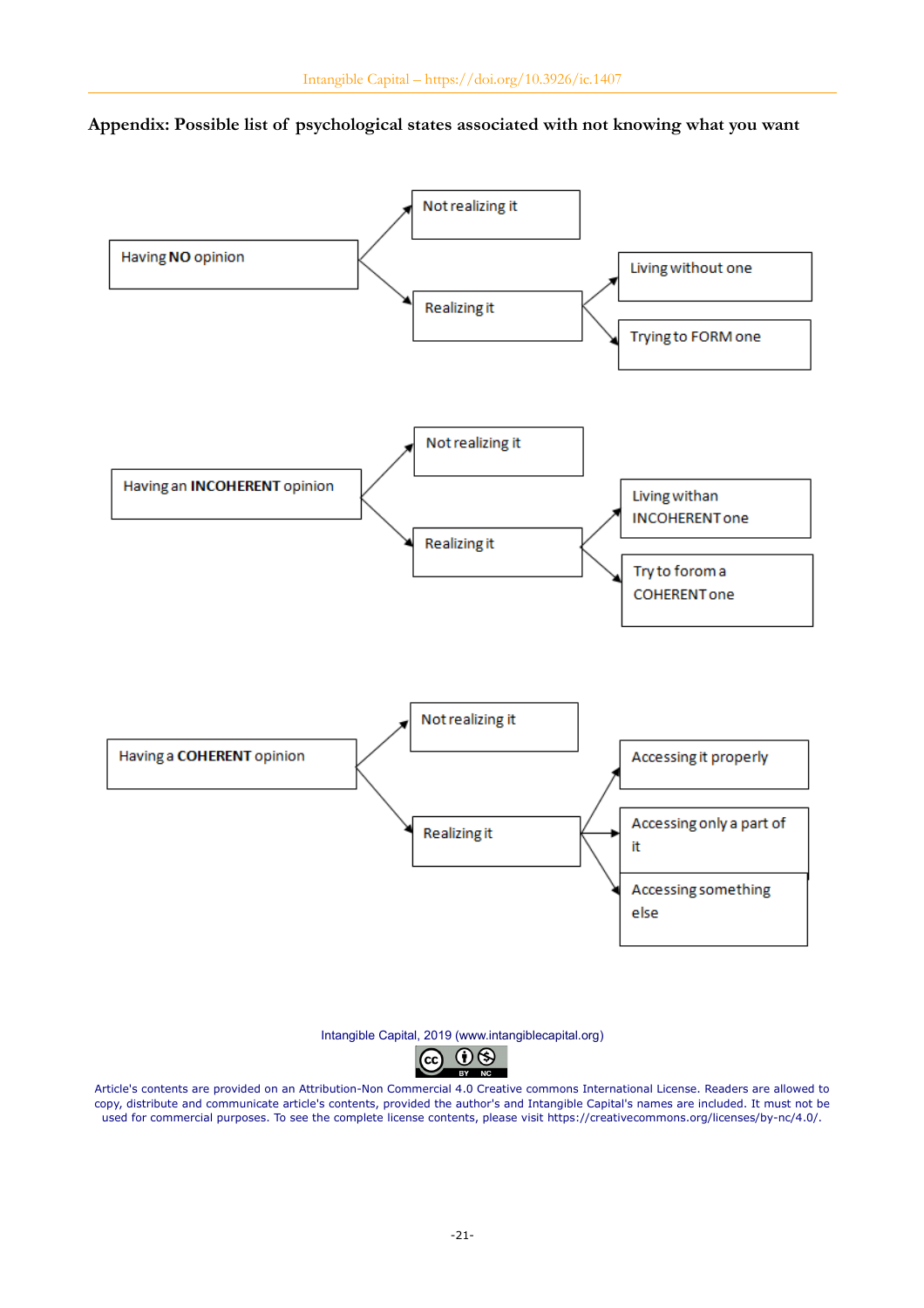## Appendix: Possible list of psychological states associated with not knowing what you want

Having **NO** opinion

Not realizing it

Realizing it

Living without one

Trying to FORM one

Having an **INCOHERENT** opinion

Not realizing it

Realizing it

Living withan INCOHERENT one

Try to forom a COHERENT one

Having a **COHERENT** opinion

Not realizing it

Realizing it

Accessing it properly

Accessing only a part of it

Accessing something else

Intangible Capital, 2019 (www.intangiblecapital.org)

Article's contents are provided on an Attribution-Non Commercial 4.0 Creative commons International License. Readers are allowed to copy, distribute and communicate article's contents, provided the author's and Intangible Capital's names are included. It must not be used for commercial purposes. To see the complete license contents, please visit https://creativecommons.org/licenses/by-nc/4.0/.